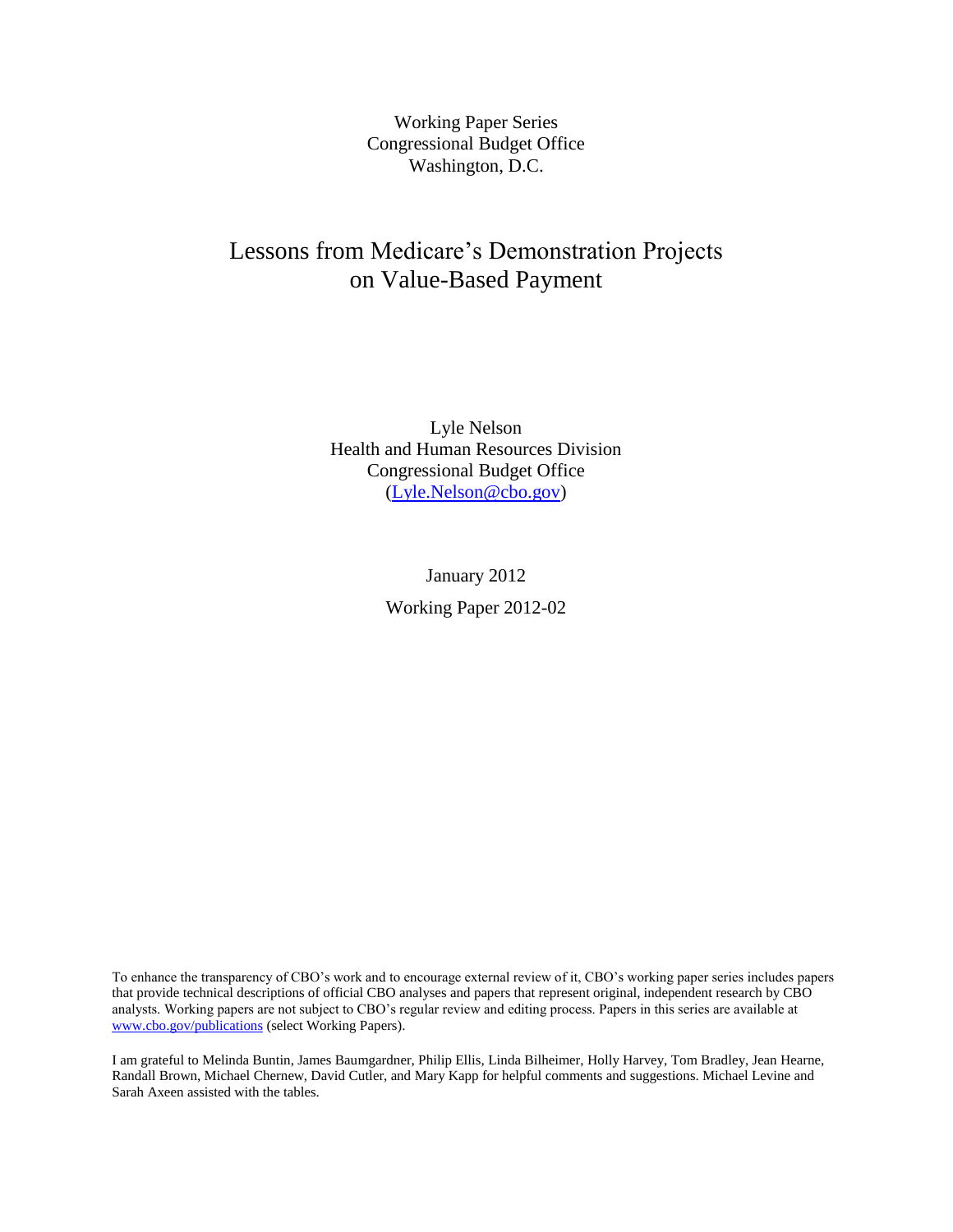Working Paper Series
Congressional Budget Office
Washington, D.C.

# Lessons from Medicare's Demonstration Projects on Value-Based Payment

Lyle Nelson
Health and Human Resources Division
Congressional Budget Office
(Lyle.Nelson@cbo.gov)

January 2012

Working Paper 2012-02

To enhance the transparency of CBO's work and to encourage external review of it, CBO's working paper series includes papers that provide technical descriptions of official CBO analyses and papers that represent original, independent research by CBO analysts. Working papers are not subject to CBO's regular review and editing process. Papers in this series are available at www.cbo.gov/publications (select Working Papers).

I am grateful to Melinda Buntin, James Baumgardner, Philip Ellis, Linda Bilheimer, Holly Harvey, Tom Bradley, Jean Hearne, Randall Brown, Michael Chernew, David Cutler, and Mary Kapp for helpful comments and suggestions. Michael Levine and Sarah Axeen assisted with the tables.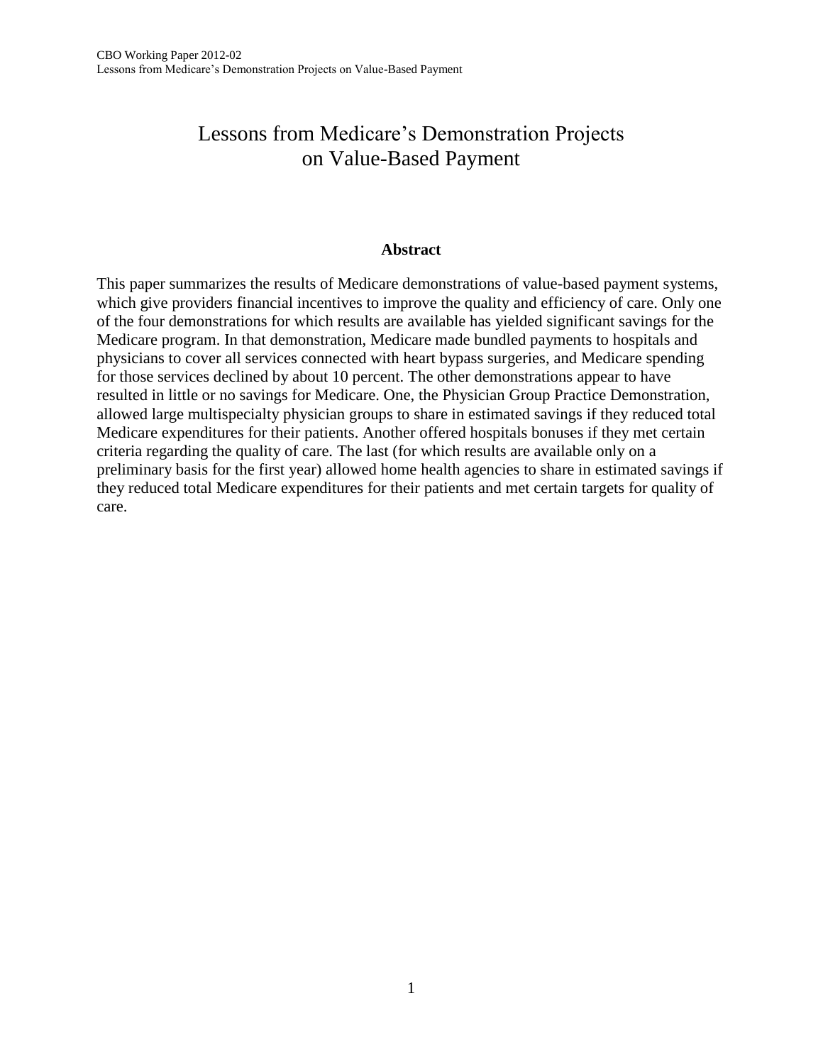# Lessons from Medicare's Demonstration Projects on Value-Based Payment

**Abstract**

This paper summarizes the results of Medicare demonstrations of value-based payment systems, which give providers financial incentives to improve the quality and efficiency of care. Only one of the four demonstrations for which results are available has yielded significant savings for the Medicare program. In that demonstration, Medicare made bundled payments to hospitals and physicians to cover all services connected with heart bypass surgeries, and Medicare spending for those services declined by about 10 percent. The other demonstrations appear to have resulted in little or no savings for Medicare. One, the Physician Group Practice Demonstration, allowed large multispecialty physician groups to share in estimated savings if they reduced total Medicare expenditures for their patients. Another offered hospitals bonuses if they met certain criteria regarding the quality of care. The last (for which results are available only on a preliminary basis for the first year) allowed home health agencies to share in estimated savings if they reduced total Medicare expenditures for their patients and met certain targets for quality of care.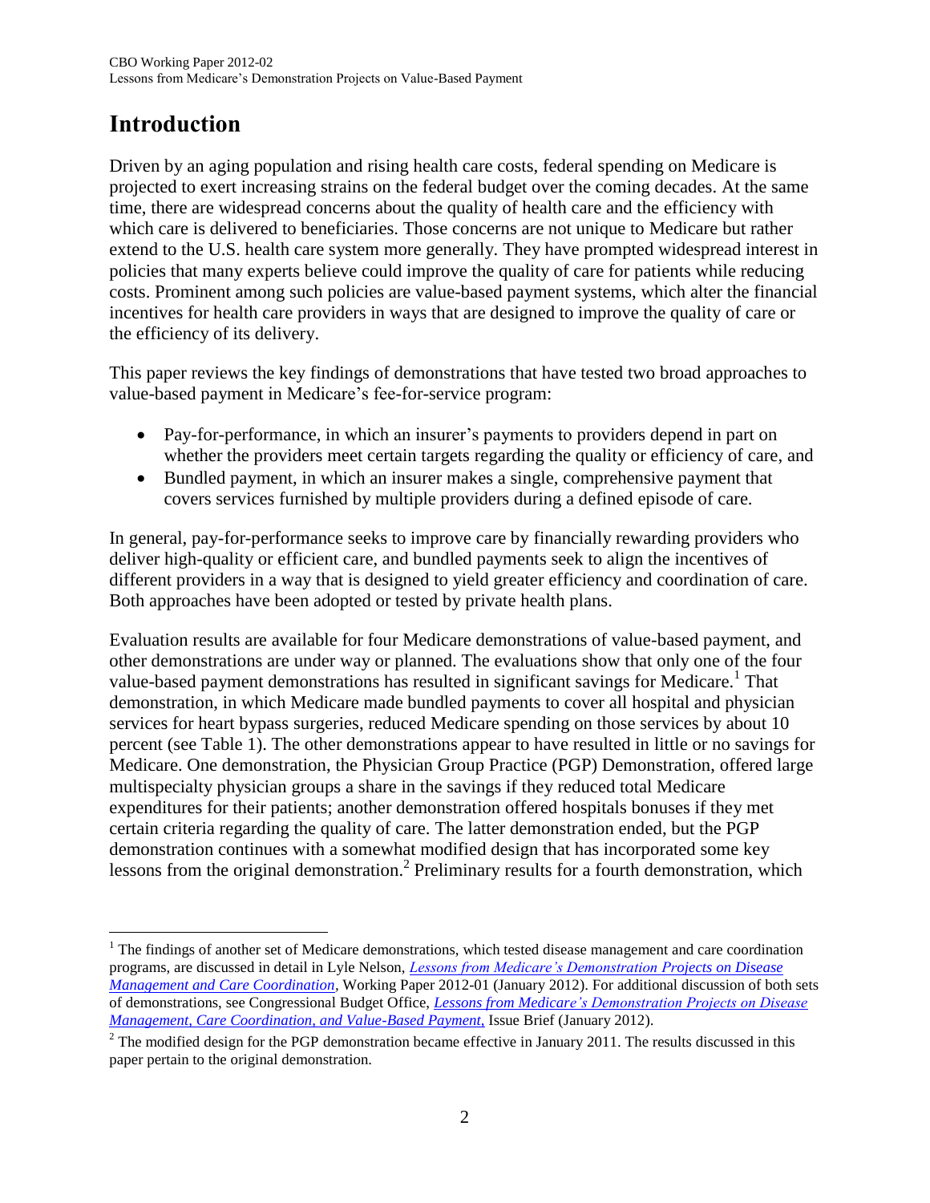# Introduction

Driven by an aging population and rising health care costs, federal spending on Medicare is projected to exert increasing strains on the federal budget over the coming decades. At the same time, there are widespread concerns about the quality of health care and the efficiency with which care is delivered to beneficiaries. Those concerns are not unique to Medicare but rather extend to the U.S. health care system more generally. They have prompted widespread interest in policies that many experts believe could improve the quality of care for patients while reducing costs. Prominent among such policies are value-based payment systems, which alter the financial incentives for health care providers in ways that are designed to improve the quality of care or the efficiency of its delivery.

This paper reviews the key findings of demonstrations that have tested two broad approaches to value-based payment in Medicare's fee-for-service program:

- Pay-for-performance, in which an insurer's payments to providers depend in part on whether the providers meet certain targets regarding the quality or efficiency of care, and
- Bundled payment, in which an insurer makes a single, comprehensive payment that covers services furnished by multiple providers during a defined episode of care.

In general, pay-for-performance seeks to improve care by financially rewarding providers who deliver high-quality or efficient care, and bundled payments seek to align the incentives of different providers in a way that is designed to yield greater efficiency and coordination of care. Both approaches have been adopted or tested by private health plans.

Evaluation results are available for four Medicare demonstrations of value-based payment, and other demonstrations are under way or planned. The evaluations show that only one of the four value-based payment demonstrations has resulted in significant savings for Medicare.[1] That demonstration, in which Medicare made bundled payments to cover all hospital and physician services for heart bypass surgeries, reduced Medicare spending on those services by about 10 percent (see Table 1). The other demonstrations appear to have resulted in little or no savings for Medicare. One demonstration, the Physician Group Practice (PGP) Demonstration, offered large multispecialty physician groups a share in the savings if they reduced total Medicare expenditures for their patients; another demonstration offered hospitals bonuses if they met certain criteria regarding the quality of care. The latter demonstration ended, but the PGP demonstration continues with a somewhat modified design that has incorporated some key lessons from the original demonstration.[2] Preliminary results for a fourth demonstration, which

---

[1] The findings of another set of Medicare demonstrations, which tested disease management and care coordination programs, are discussed in detail in Lyle Nelson, *Lessons from Medicare's Demonstration Projects on Disease Management and Care Coordination*, Working Paper 2012-01 (January 2012). For additional discussion of both sets of demonstrations, see Congressional Budget Office, *Lessons from Medicare's Demonstration Projects on Disease Management, Care Coordination, and Value-Based Payment*, Issue Brief (January 2012).

[2] The modified design for the PGP demonstration became effective in January 2011. The results discussed in this paper pertain to the original demonstration.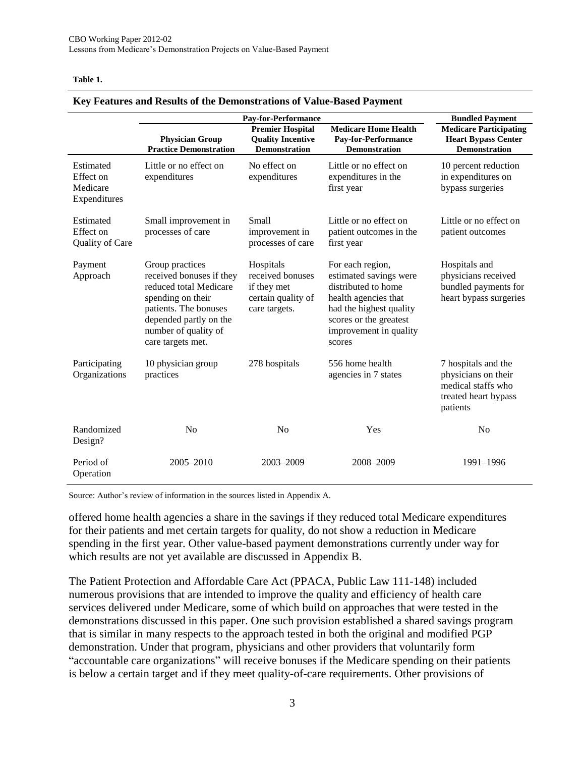**Table 1.**

**Key Features and Results of the Demonstrations of Value-Based Payment**

| | Pay-for-Performance | | | Bundled Payment |
|---|---|---|---|---|
| | **Physician Group Practice Demonstration** | **Premier Hospital Quality Incentive Demonstration** | **Medicare Home Health Pay-for-Performance Demonstration** | **Medicare Participating Heart Bypass Center Demonstration** |
| Estimated Effect on Medicare Expenditures | Little or no effect on expenditures | No effect on expenditures | Little or no effect on expenditures in the first year | 10 percent reduction in expenditures on bypass surgeries |
| Estimated Effect on Quality of Care | Small improvement in processes of care | Small improvement in processes of care | Little or no effect on patient outcomes in the first year | Little or no effect on patient outcomes |
| Payment Approach | Group practices received bonuses if they reduced total Medicare spending on their patients. The bonuses depended partly on the number of quality of care targets met. | Hospitals received bonuses if they met certain quality of care targets. | For each region, estimated savings were distributed to home health agencies that had the highest quality scores or the greatest improvement in quality scores | Hospitals and physicians received bundled payments for heart bypass surgeries |
| Participating Organizations | 10 physician group practices | 278 hospitals | 556 home health agencies in 7 states | 7 hospitals and the physicians on their medical staffs who treated heart bypass patients |
| Randomized Design? | No | No | Yes | No |
| Period of Operation | 2005–2010 | 2003–2009 | 2008–2009 | 1991–1996 |

Source: Author's review of information in the sources listed in Appendix A.

offered home health agencies a share in the savings if they reduced total Medicare expenditures for their patients and met certain targets for quality, do not show a reduction in Medicare spending in the first year. Other value-based payment demonstrations currently under way for which results are not yet available are discussed in Appendix B.

The Patient Protection and Affordable Care Act (PPACA, Public Law 111-148) included numerous provisions that are intended to improve the quality and efficiency of health care services delivered under Medicare, some of which build on approaches that were tested in the demonstrations discussed in this paper. One such provision established a shared savings program that is similar in many respects to the approach tested in both the original and modified PGP demonstration. Under that program, physicians and other providers that voluntarily form "accountable care organizations" will receive bonuses if the Medicare spending on their patients is below a certain target and if they meet quality-of-care requirements. Other provisions of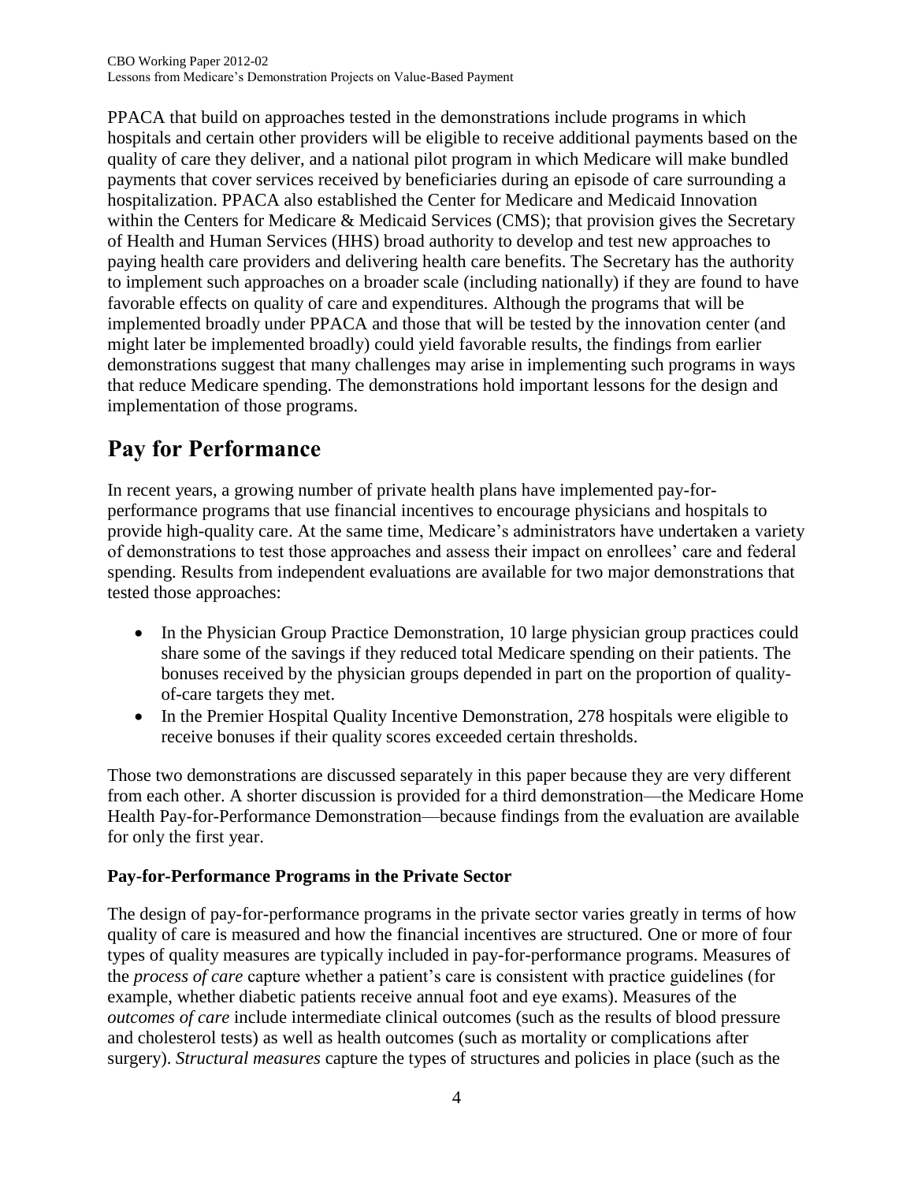PPACA that build on approaches tested in the demonstrations include programs in which hospitals and certain other providers will be eligible to receive additional payments based on the quality of care they deliver, and a national pilot program in which Medicare will make bundled payments that cover services received by beneficiaries during an episode of care surrounding a hospitalization. PPACA also established the Center for Medicare and Medicaid Innovation within the Centers for Medicare & Medicaid Services (CMS); that provision gives the Secretary of Health and Human Services (HHS) broad authority to develop and test new approaches to paying health care providers and delivering health care benefits. The Secretary has the authority to implement such approaches on a broader scale (including nationally) if they are found to have favorable effects on quality of care and expenditures. Although the programs that will be implemented broadly under PPACA and those that will be tested by the innovation center (and might later be implemented broadly) could yield favorable results, the findings from earlier demonstrations suggest that many challenges may arise in implementing such programs in ways that reduce Medicare spending. The demonstrations hold important lessons for the design and implementation of those programs.

# Pay for Performance

In recent years, a growing number of private health plans have implemented pay-for-performance programs that use financial incentives to encourage physicians and hospitals to provide high-quality care. At the same time, Medicare's administrators have undertaken a variety of demonstrations to test those approaches and assess their impact on enrollees' care and federal spending. Results from independent evaluations are available for two major demonstrations that tested those approaches:

- In the Physician Group Practice Demonstration, 10 large physician group practices could share some of the savings if they reduced total Medicare spending on their patients. The bonuses received by the physician groups depended in part on the proportion of quality-of-care targets they met.
- In the Premier Hospital Quality Incentive Demonstration, 278 hospitals were eligible to receive bonuses if their quality scores exceeded certain thresholds.

Those two demonstrations are discussed separately in this paper because they are very different from each other. A shorter discussion is provided for a third demonstration—the Medicare Home Health Pay-for-Performance Demonstration—because findings from the evaluation are available for only the first year.

### Pay-for-Performance Programs in the Private Sector

The design of pay-for-performance programs in the private sector varies greatly in terms of how quality of care is measured and how the financial incentives are structured. One or more of four types of quality measures are typically included in pay-for-performance programs. Measures of the *process of care* capture whether a patient's care is consistent with practice guidelines (for example, whether diabetic patients receive annual foot and eye exams). Measures of the *outcomes of care* include intermediate clinical outcomes (such as the results of blood pressure and cholesterol tests) as well as health outcomes (such as mortality or complications after surgery). *Structural measures* capture the types of structures and policies in place (such as the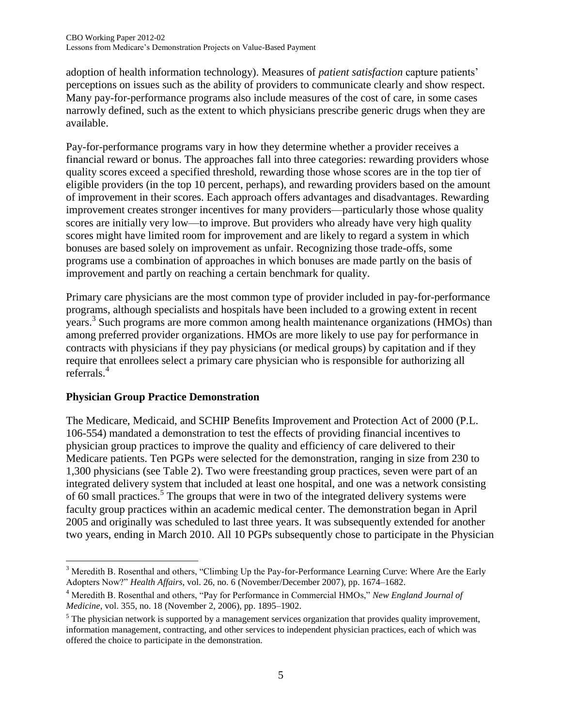adoption of health information technology). Measures of *patient satisfaction* capture patients' perceptions on issues such as the ability of providers to communicate clearly and show respect. Many pay-for-performance programs also include measures of the cost of care, in some cases narrowly defined, such as the extent to which physicians prescribe generic drugs when they are available.

Pay-for-performance programs vary in how they determine whether a provider receives a financial reward or bonus. The approaches fall into three categories: rewarding providers whose quality scores exceed a specified threshold, rewarding those whose scores are in the top tier of eligible providers (in the top 10 percent, perhaps), and rewarding providers based on the amount of improvement in their scores. Each approach offers advantages and disadvantages. Rewarding improvement creates stronger incentives for many providers—particularly those whose quality scores are initially very low—to improve. But providers who already have very high quality scores might have limited room for improvement and are likely to regard a system in which bonuses are based solely on improvement as unfair. Recognizing those trade-offs, some programs use a combination of approaches in which bonuses are made partly on the basis of improvement and partly on reaching a certain benchmark for quality.

Primary care physicians are the most common type of provider included in pay-for-performance programs, although specialists and hospitals have been included to a growing extent in recent years.[3] Such programs are more common among health maintenance organizations (HMOs) than among preferred provider organizations. HMOs are more likely to use pay for performance in contracts with physicians if they pay physicians (or medical groups) by capitation and if they require that enrollees select a primary care physician who is responsible for authorizing all referrals.[4]

## Physician Group Practice Demonstration

The Medicare, Medicaid, and SCHIP Benefits Improvement and Protection Act of 2000 (P.L. 106-554) mandated a demonstration to test the effects of providing financial incentives to physician group practices to improve the quality and efficiency of care delivered to their Medicare patients. Ten PGPs were selected for the demonstration, ranging in size from 230 to 1,300 physicians (see Table 2). Two were freestanding group practices, seven were part of an integrated delivery system that included at least one hospital, and one was a network consisting of 60 small practices.[5] The groups that were in two of the integrated delivery systems were faculty group practices within an academic medical center. The demonstration began in April 2005 and originally was scheduled to last three years. It was subsequently extended for another two years, ending in March 2010. All 10 PGPs subsequently chose to participate in the Physician

---

[3] Meredith B. Rosenthal and others, "Climbing Up the Pay-for-Performance Learning Curve: Where Are the Early Adopters Now?" *Health Affairs,* vol. 26, no. 6 (November/December 2007), pp. 1674–1682.

[4] Meredith B. Rosenthal and others, "Pay for Performance in Commercial HMOs," *New England Journal of Medicine*, vol. 355, no. 18 (November 2, 2006), pp. 1895–1902.

[5] The physician network is supported by a management services organization that provides quality improvement, information management, contracting, and other services to independent physician practices, each of which was offered the choice to participate in the demonstration.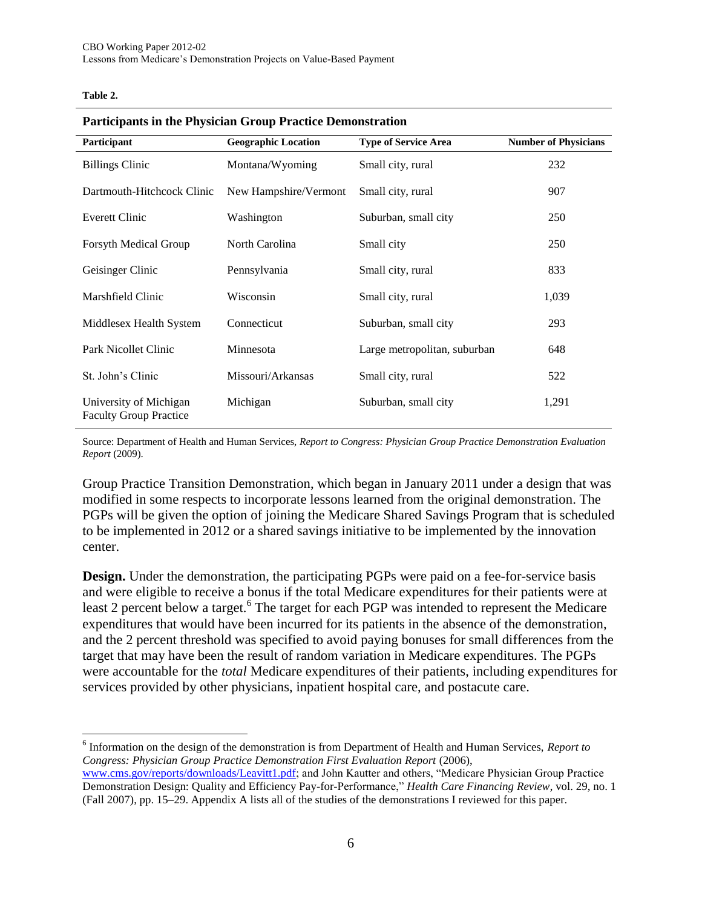**Table 2.**

**Participants in the Physician Group Practice Demonstration**

| Participant | Geographic Location | Type of Service Area | Number of Physicians |
|---|---|---|---|
| Billings Clinic | Montana/Wyoming | Small city, rural | 232 |
| Dartmouth-Hitchcock Clinic | New Hampshire/Vermont | Small city, rural | 907 |
| Everett Clinic | Washington | Suburban, small city | 250 |
| Forsyth Medical Group | North Carolina | Small city | 250 |
| Geisinger Clinic | Pennsylvania | Small city, rural | 833 |
| Marshfield Clinic | Wisconsin | Small city, rural | 1,039 |
| Middlesex Health System | Connecticut | Suburban, small city | 293 |
| Park Nicollet Clinic | Minnesota | Large metropolitan, suburban | 648 |
| St. John's Clinic | Missouri/Arkansas | Small city, rural | 522 |
| University of Michigan Faculty Group Practice | Michigan | Suburban, small city | 1,291 |

Source: Department of Health and Human Services, *Report to Congress: Physician Group Practice Demonstration Evaluation Report* (2009).

Group Practice Transition Demonstration, which began in January 2011 under a design that was modified in some respects to incorporate lessons learned from the original demonstration. The PGPs will be given the option of joining the Medicare Shared Savings Program that is scheduled to be implemented in 2012 or a shared savings initiative to be implemented by the innovation center.

**Design.** Under the demonstration, the participating PGPs were paid on a fee-for-service basis and were eligible to receive a bonus if the total Medicare expenditures for their patients were at least 2 percent below a target.[6] The target for each PGP was intended to represent the Medicare expenditures that would have been incurred for its patients in the absence of the demonstration, and the 2 percent threshold was specified to avoid paying bonuses for small differences from the target that may have been the result of random variation in Medicare expenditures. The PGPs were accountable for the *total* Medicare expenditures of their patients, including expenditures for services provided by other physicians, inpatient hospital care, and postacute care.

[6] Information on the design of the demonstration is from Department of Health and Human Services, *Report to Congress: Physician Group Practice Demonstration First Evaluation Report* (2006), www.cms.gov/reports/downloads/Leavitt1.pdf; and John Kautter and others, "Medicare Physician Group Practice Demonstration Design: Quality and Efficiency Pay-for-Performance," *Health Care Financing Review*, vol. 29, no. 1 (Fall 2007), pp. 15–29. Appendix A lists all of the studies of the demonstrations I reviewed for this paper.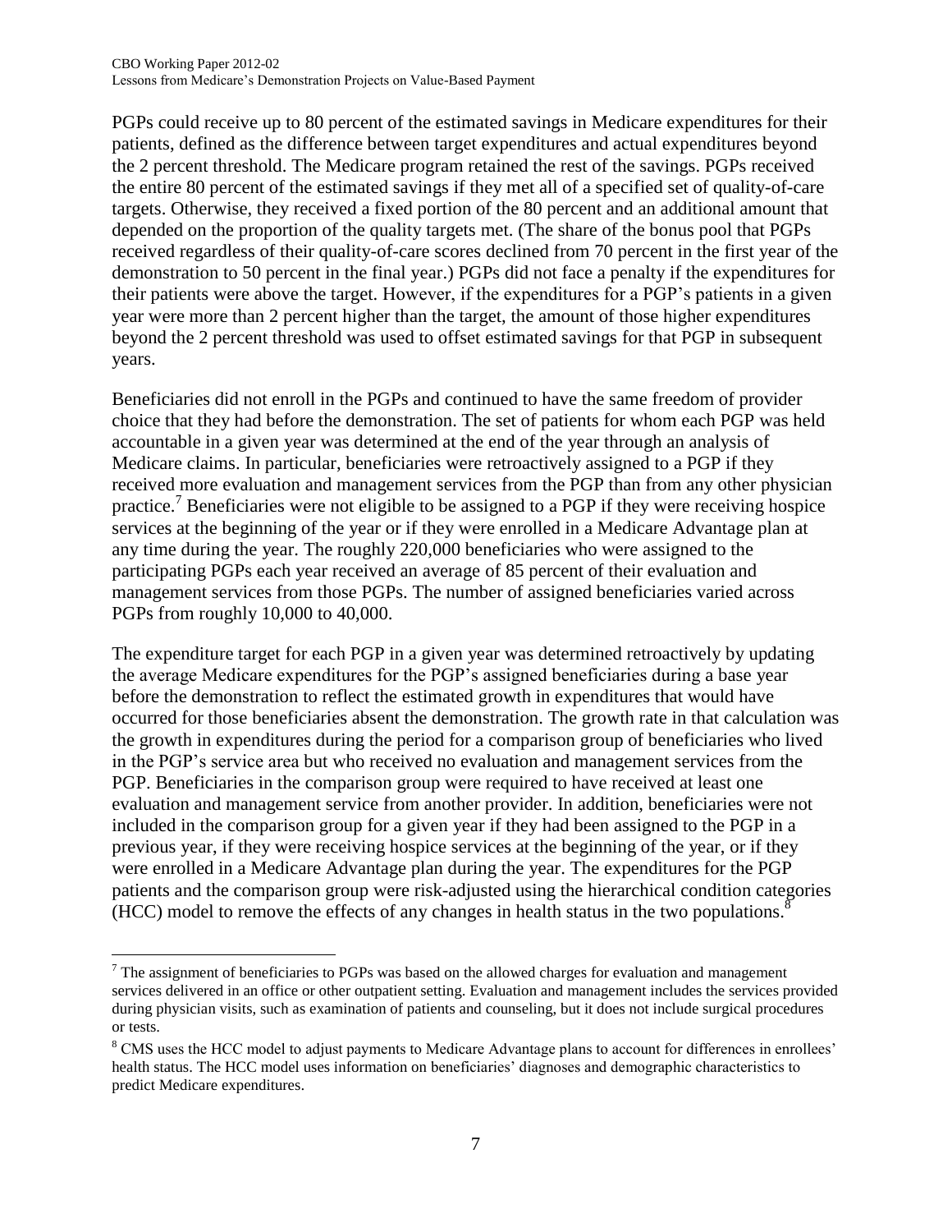PGPs could receive up to 80 percent of the estimated savings in Medicare expenditures for their patients, defined as the difference between target expenditures and actual expenditures beyond the 2 percent threshold. The Medicare program retained the rest of the savings. PGPs received the entire 80 percent of the estimated savings if they met all of a specified set of quality-of-care targets. Otherwise, they received a fixed portion of the 80 percent and an additional amount that depended on the proportion of the quality targets met. (The share of the bonus pool that PGPs received regardless of their quality-of-care scores declined from 70 percent in the first year of the demonstration to 50 percent in the final year.) PGPs did not face a penalty if the expenditures for their patients were above the target. However, if the expenditures for a PGP's patients in a given year were more than 2 percent higher than the target, the amount of those higher expenditures beyond the 2 percent threshold was used to offset estimated savings for that PGP in subsequent years.

Beneficiaries did not enroll in the PGPs and continued to have the same freedom of provider choice that they had before the demonstration. The set of patients for whom each PGP was held accountable in a given year was determined at the end of the year through an analysis of Medicare claims. In particular, beneficiaries were retroactively assigned to a PGP if they received more evaluation and management services from the PGP than from any other physician practice.[7] Beneficiaries were not eligible to be assigned to a PGP if they were receiving hospice services at the beginning of the year or if they were enrolled in a Medicare Advantage plan at any time during the year. The roughly 220,000 beneficiaries who were assigned to the participating PGPs each year received an average of 85 percent of their evaluation and management services from those PGPs. The number of assigned beneficiaries varied across PGPs from roughly 10,000 to 40,000.

The expenditure target for each PGP in a given year was determined retroactively by updating the average Medicare expenditures for the PGP's assigned beneficiaries during a base year before the demonstration to reflect the estimated growth in expenditures that would have occurred for those beneficiaries absent the demonstration. The growth rate in that calculation was the growth in expenditures during the period for a comparison group of beneficiaries who lived in the PGP's service area but who received no evaluation and management services from the PGP. Beneficiaries in the comparison group were required to have received at least one evaluation and management service from another provider. In addition, beneficiaries were not included in the comparison group for a given year if they had been assigned to the PGP in a previous year, if they were receiving hospice services at the beginning of the year, or if they were enrolled in a Medicare Advantage plan during the year. The expenditures for the PGP patients and the comparison group were risk-adjusted using the hierarchical condition categories (HCC) model to remove the effects of any changes in health status in the two populations.[8]

---

[7] The assignment of beneficiaries to PGPs was based on the allowed charges for evaluation and management services delivered in an office or other outpatient setting. Evaluation and management includes the services provided during physician visits, such as examination of patients and counseling, but it does not include surgical procedures or tests.

[8] CMS uses the HCC model to adjust payments to Medicare Advantage plans to account for differences in enrollees' health status. The HCC model uses information on beneficiaries' diagnoses and demographic characteristics to predict Medicare expenditures.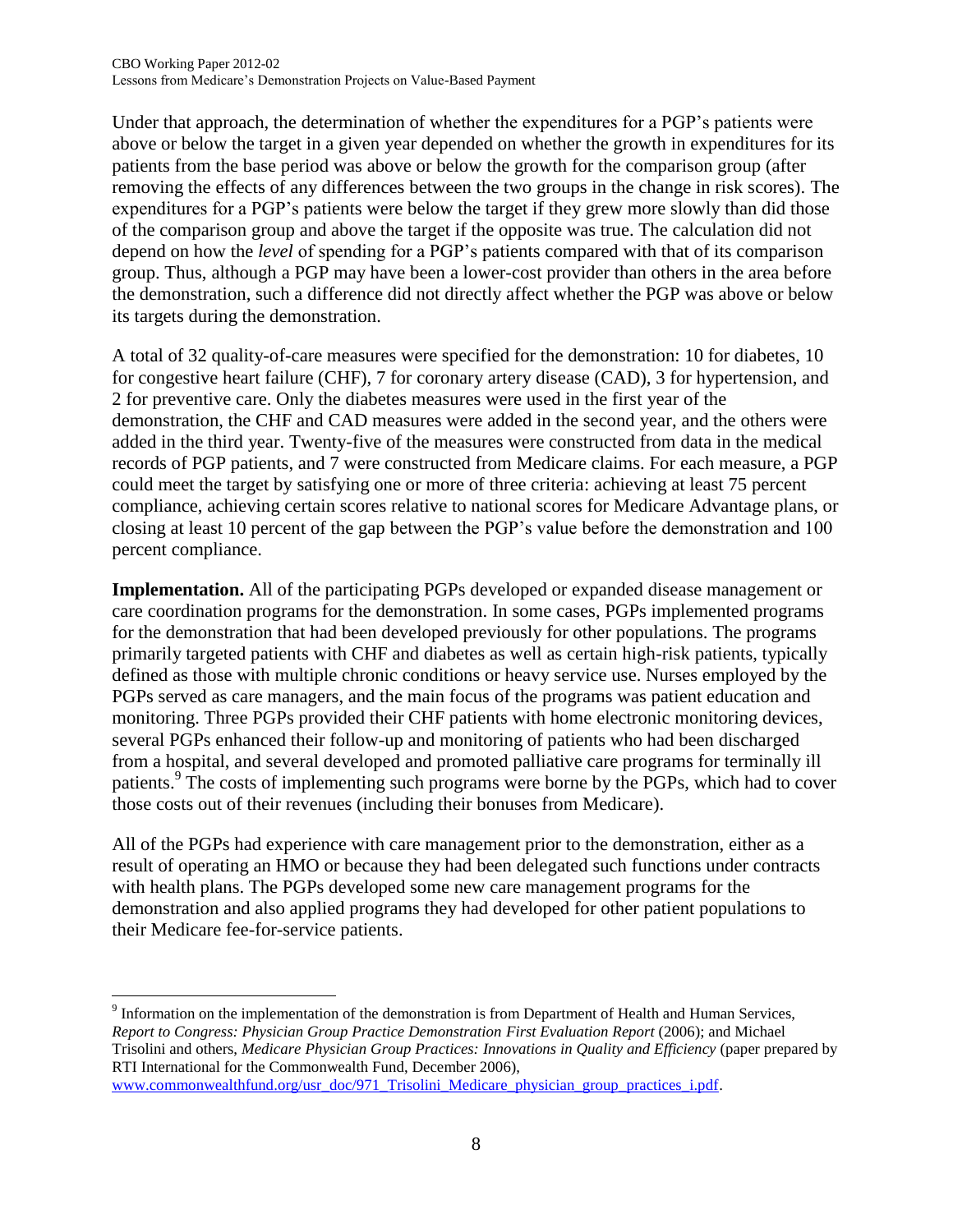Under that approach, the determination of whether the expenditures for a PGP's patients were above or below the target in a given year depended on whether the growth in expenditures for its patients from the base period was above or below the growth for the comparison group (after removing the effects of any differences between the two groups in the change in risk scores). The expenditures for a PGP's patients were below the target if they grew more slowly than did those of the comparison group and above the target if the opposite was true. The calculation did not depend on how the *level* of spending for a PGP's patients compared with that of its comparison group. Thus, although a PGP may have been a lower-cost provider than others in the area before the demonstration, such a difference did not directly affect whether the PGP was above or below its targets during the demonstration.

A total of 32 quality-of-care measures were specified for the demonstration: 10 for diabetes, 10 for congestive heart failure (CHF), 7 for coronary artery disease (CAD), 3 for hypertension, and 2 for preventive care. Only the diabetes measures were used in the first year of the demonstration, the CHF and CAD measures were added in the second year, and the others were added in the third year. Twenty-five of the measures were constructed from data in the medical records of PGP patients, and 7 were constructed from Medicare claims. For each measure, a PGP could meet the target by satisfying one or more of three criteria: achieving at least 75 percent compliance, achieving certain scores relative to national scores for Medicare Advantage plans, or closing at least 10 percent of the gap between the PGP's value before the demonstration and 100 percent compliance.

**Implementation.** All of the participating PGPs developed or expanded disease management or care coordination programs for the demonstration. In some cases, PGPs implemented programs for the demonstration that had been developed previously for other populations. The programs primarily targeted patients with CHF and diabetes as well as certain high-risk patients, typically defined as those with multiple chronic conditions or heavy service use. Nurses employed by the PGPs served as care managers, and the main focus of the programs was patient education and monitoring. Three PGPs provided their CHF patients with home electronic monitoring devices, several PGPs enhanced their follow-up and monitoring of patients who had been discharged from a hospital, and several developed and promoted palliative care programs for terminally ill patients.[9] The costs of implementing such programs were borne by the PGPs, which had to cover those costs out of their revenues (including their bonuses from Medicare).

All of the PGPs had experience with care management prior to the demonstration, either as a result of operating an HMO or because they had been delegated such functions under contracts with health plans. The PGPs developed some new care management programs for the demonstration and also applied programs they had developed for other patient populations to their Medicare fee-for-service patients.

[9] Information on the implementation of the demonstration is from Department of Health and Human Services, *Report to Congress: Physician Group Practice Demonstration First Evaluation Report* (2006); and Michael Trisolini and others, *Medicare Physician Group Practices: Innovations in Quality and Efficiency* (paper prepared by RTI International for the Commonwealth Fund, December 2006), www.commonwealthfund.org/usr_doc/971_Trisolini_Medicare_physician_group_practices_i.pdf.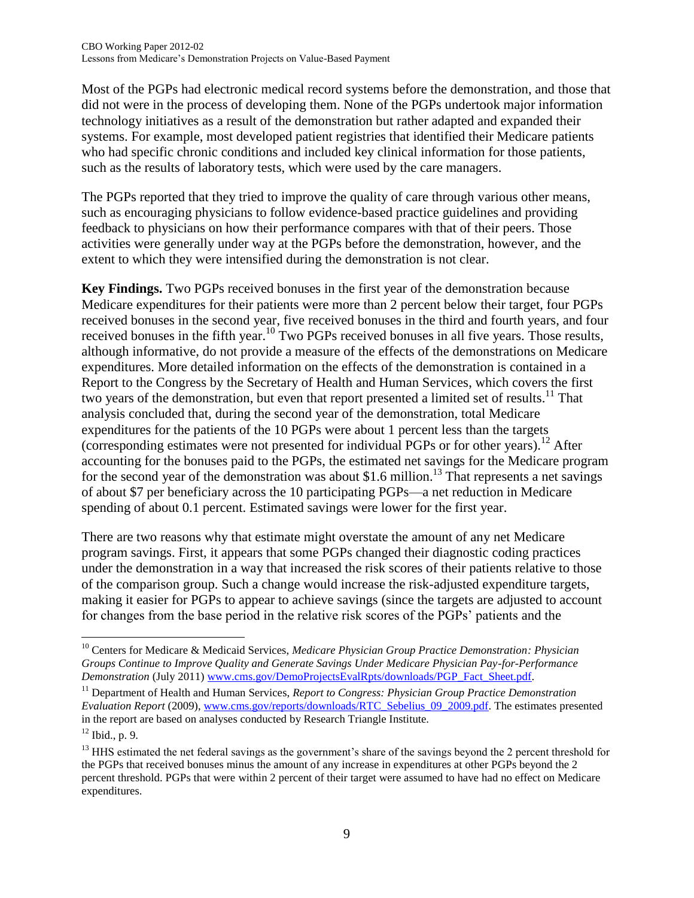Most of the PGPs had electronic medical record systems before the demonstration, and those that did not were in the process of developing them. None of the PGPs undertook major information technology initiatives as a result of the demonstration but rather adapted and expanded their systems. For example, most developed patient registries that identified their Medicare patients who had specific chronic conditions and included key clinical information for those patients, such as the results of laboratory tests, which were used by the care managers.

The PGPs reported that they tried to improve the quality of care through various other means, such as encouraging physicians to follow evidence-based practice guidelines and providing feedback to physicians on how their performance compares with that of their peers. Those activities were generally under way at the PGPs before the demonstration, however, and the extent to which they were intensified during the demonstration is not clear.

**Key Findings.** Two PGPs received bonuses in the first year of the demonstration because Medicare expenditures for their patients were more than 2 percent below their target, four PGPs received bonuses in the second year, five received bonuses in the third and fourth years, and four received bonuses in the fifth year.[10] Two PGPs received bonuses in all five years. Those results, although informative, do not provide a measure of the effects of the demonstrations on Medicare expenditures. More detailed information on the effects of the demonstration is contained in a Report to the Congress by the Secretary of Health and Human Services, which covers the first two years of the demonstration, but even that report presented a limited set of results.[11] That analysis concluded that, during the second year of the demonstration, total Medicare expenditures for the patients of the 10 PGPs were about 1 percent less than the targets (corresponding estimates were not presented for individual PGPs or for other years).[12] After accounting for the bonuses paid to the PGPs, the estimated net savings for the Medicare program for the second year of the demonstration was about $1.6 million.[13] That represents a net savings of about $7 per beneficiary across the 10 participating PGPs—a net reduction in Medicare spending of about 0.1 percent. Estimated savings were lower for the first year.

There are two reasons why that estimate might overstate the amount of any net Medicare program savings. First, it appears that some PGPs changed their diagnostic coding practices under the demonstration in a way that increased the risk scores of their patients relative to those of the comparison group. Such a change would increase the risk-adjusted expenditure targets, making it easier for PGPs to appear to achieve savings (since the targets are adjusted to account for changes from the base period in the relative risk scores of the PGPs' patients and the

---

[10] Centers for Medicare & Medicaid Services, *Medicare Physician Group Practice Demonstration: Physician Groups Continue to Improve Quality and Generate Savings Under Medicare Physician Pay-for-Performance Demonstration* (July 2011) www.cms.gov/DemoProjectsEvalRpts/downloads/PGP_Fact_Sheet.pdf.

[11] Department of Health and Human Services, *Report to Congress: Physician Group Practice Demonstration Evaluation Report* (2009), www.cms.gov/reports/downloads/RTC_Sebelius_09_2009.pdf. The estimates presented in the report are based on analyses conducted by Research Triangle Institute.

[12] Ibid., p. 9.

[13] HHS estimated the net federal savings as the government's share of the savings beyond the 2 percent threshold for the PGPs that received bonuses minus the amount of any increase in expenditures at other PGPs beyond the 2 percent threshold. PGPs that were within 2 percent of their target were assumed to have had no effect on Medicare expenditures.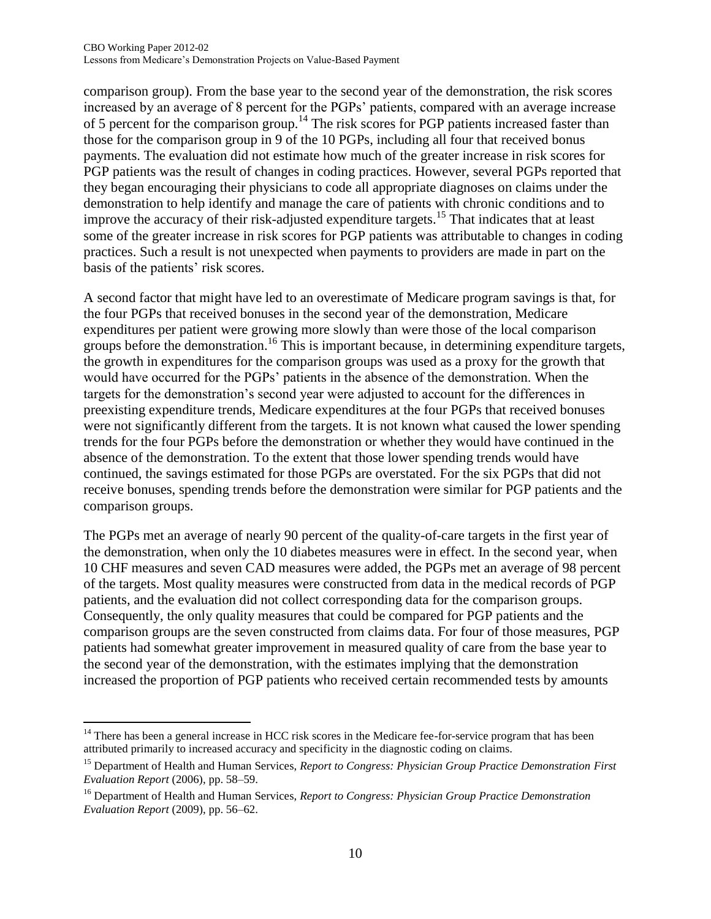comparison group). From the base year to the second year of the demonstration, the risk scores increased by an average of 8 percent for the PGPs' patients, compared with an average increase of 5 percent for the comparison group.[14] The risk scores for PGP patients increased faster than those for the comparison group in 9 of the 10 PGPs, including all four that received bonus payments. The evaluation did not estimate how much of the greater increase in risk scores for PGP patients was the result of changes in coding practices. However, several PGPs reported that they began encouraging their physicians to code all appropriate diagnoses on claims under the demonstration to help identify and manage the care of patients with chronic conditions and to improve the accuracy of their risk-adjusted expenditure targets.[15] That indicates that at least some of the greater increase in risk scores for PGP patients was attributable to changes in coding practices. Such a result is not unexpected when payments to providers are made in part on the basis of the patients' risk scores.

A second factor that might have led to an overestimate of Medicare program savings is that, for the four PGPs that received bonuses in the second year of the demonstration, Medicare expenditures per patient were growing more slowly than were those of the local comparison groups before the demonstration.[16] This is important because, in determining expenditure targets, the growth in expenditures for the comparison groups was used as a proxy for the growth that would have occurred for the PGPs' patients in the absence of the demonstration. When the targets for the demonstration's second year were adjusted to account for the differences in preexisting expenditure trends, Medicare expenditures at the four PGPs that received bonuses were not significantly different from the targets. It is not known what caused the lower spending trends for the four PGPs before the demonstration or whether they would have continued in the absence of the demonstration. To the extent that those lower spending trends would have continued, the savings estimated for those PGPs are overstated. For the six PGPs that did not receive bonuses, spending trends before the demonstration were similar for PGP patients and the comparison groups.

The PGPs met an average of nearly 90 percent of the quality-of-care targets in the first year of the demonstration, when only the 10 diabetes measures were in effect. In the second year, when 10 CHF measures and seven CAD measures were added, the PGPs met an average of 98 percent of the targets. Most quality measures were constructed from data in the medical records of PGP patients, and the evaluation did not collect corresponding data for the comparison groups. Consequently, the only quality measures that could be compared for PGP patients and the comparison groups are the seven constructed from claims data. For four of those measures, PGP patients had somewhat greater improvement in measured quality of care from the base year to the second year of the demonstration, with the estimates implying that the demonstration increased the proportion of PGP patients who received certain recommended tests by amounts

---

[14] There has been a general increase in HCC risk scores in the Medicare fee-for-service program that has been attributed primarily to increased accuracy and specificity in the diagnostic coding on claims.

[15] Department of Health and Human Services, *Report to Congress: Physician Group Practice Demonstration First Evaluation Report* (2006), pp. 58–59.

[16] Department of Health and Human Services, *Report to Congress: Physician Group Practice Demonstration Evaluation Report* (2009), pp. 56–62.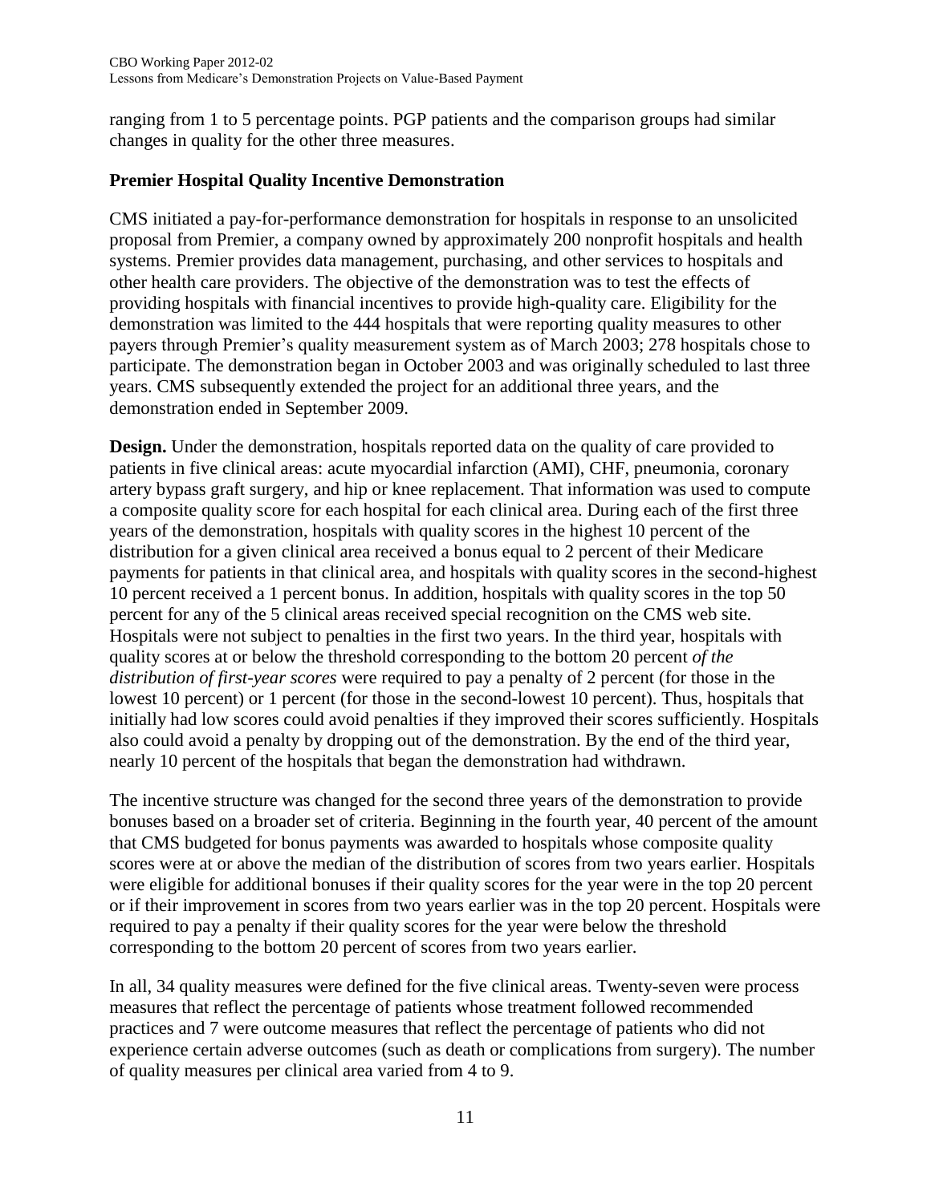ranging from 1 to 5 percentage points. PGP patients and the comparison groups had similar changes in quality for the other three measures.

### Premier Hospital Quality Incentive Demonstration

CMS initiated a pay-for-performance demonstration for hospitals in response to an unsolicited proposal from Premier, a company owned by approximately 200 nonprofit hospitals and health systems. Premier provides data management, purchasing, and other services to hospitals and other health care providers. The objective of the demonstration was to test the effects of providing hospitals with financial incentives to provide high-quality care. Eligibility for the demonstration was limited to the 444 hospitals that were reporting quality measures to other payers through Premier's quality measurement system as of March 2003; 278 hospitals chose to participate. The demonstration began in October 2003 and was originally scheduled to last three years. CMS subsequently extended the project for an additional three years, and the demonstration ended in September 2009.

**Design.** Under the demonstration, hospitals reported data on the quality of care provided to patients in five clinical areas: acute myocardial infarction (AMI), CHF, pneumonia, coronary artery bypass graft surgery, and hip or knee replacement. That information was used to compute a composite quality score for each hospital for each clinical area. During each of the first three years of the demonstration, hospitals with quality scores in the highest 10 percent of the distribution for a given clinical area received a bonus equal to 2 percent of their Medicare payments for patients in that clinical area, and hospitals with quality scores in the second-highest 10 percent received a 1 percent bonus. In addition, hospitals with quality scores in the top 50 percent for any of the 5 clinical areas received special recognition on the CMS web site. Hospitals were not subject to penalties in the first two years. In the third year, hospitals with quality scores at or below the threshold corresponding to the bottom 20 percent *of the distribution of first-year scores* were required to pay a penalty of 2 percent (for those in the lowest 10 percent) or 1 percent (for those in the second-lowest 10 percent). Thus, hospitals that initially had low scores could avoid penalties if they improved their scores sufficiently. Hospitals also could avoid a penalty by dropping out of the demonstration. By the end of the third year, nearly 10 percent of the hospitals that began the demonstration had withdrawn.

The incentive structure was changed for the second three years of the demonstration to provide bonuses based on a broader set of criteria. Beginning in the fourth year, 40 percent of the amount that CMS budgeted for bonus payments was awarded to hospitals whose composite quality scores were at or above the median of the distribution of scores from two years earlier. Hospitals were eligible for additional bonuses if their quality scores for the year were in the top 20 percent or if their improvement in scores from two years earlier was in the top 20 percent. Hospitals were required to pay a penalty if their quality scores for the year were below the threshold corresponding to the bottom 20 percent of scores from two years earlier.

In all, 34 quality measures were defined for the five clinical areas. Twenty-seven were process measures that reflect the percentage of patients whose treatment followed recommended practices and 7 were outcome measures that reflect the percentage of patients who did not experience certain adverse outcomes (such as death or complications from surgery). The number of quality measures per clinical area varied from 4 to 9.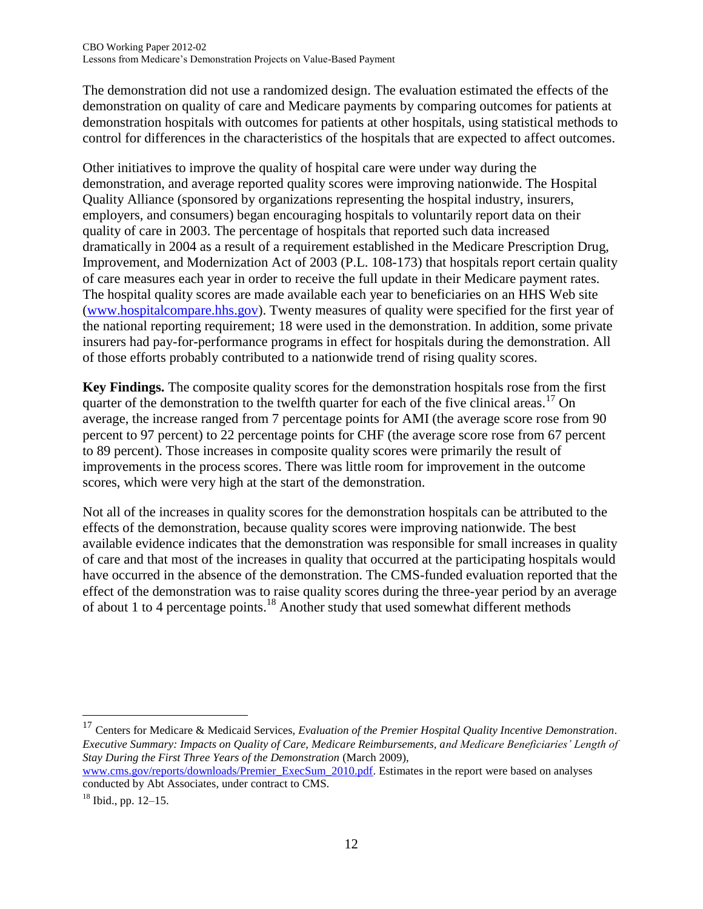The demonstration did not use a randomized design. The evaluation estimated the effects of the demonstration on quality of care and Medicare payments by comparing outcomes for patients at demonstration hospitals with outcomes for patients at other hospitals, using statistical methods to control for differences in the characteristics of the hospitals that are expected to affect outcomes.

Other initiatives to improve the quality of hospital care were under way during the demonstration, and average reported quality scores were improving nationwide. The Hospital Quality Alliance (sponsored by organizations representing the hospital industry, insurers, employers, and consumers) began encouraging hospitals to voluntarily report data on their quality of care in 2003. The percentage of hospitals that reported such data increased dramatically in 2004 as a result of a requirement established in the Medicare Prescription Drug, Improvement, and Modernization Act of 2003 (P.L. 108-173) that hospitals report certain quality of care measures each year in order to receive the full update in their Medicare payment rates. The hospital quality scores are made available each year to beneficiaries on an HHS Web site ([www.hospitalcompare.hhs.gov](http://www.hospitalcompare.hhs.gov)). Twenty measures of quality were specified for the first year of the national reporting requirement; 18 were used in the demonstration. In addition, some private insurers had pay-for-performance programs in effect for hospitals during the demonstration. All of those efforts probably contributed to a nationwide trend of rising quality scores.

**Key Findings.** The composite quality scores for the demonstration hospitals rose from the first quarter of the demonstration to the twelfth quarter for each of the five clinical areas.[17] On average, the increase ranged from 7 percentage points for AMI (the average score rose from 90 percent to 97 percent) to 22 percentage points for CHF (the average score rose from 67 percent to 89 percent). Those increases in composite quality scores were primarily the result of improvements in the process scores. There was little room for improvement in the outcome scores, which were very high at the start of the demonstration.

Not all of the increases in quality scores for the demonstration hospitals can be attributed to the effects of the demonstration, because quality scores were improving nationwide. The best available evidence indicates that the demonstration was responsible for small increases in quality of care and that most of the increases in quality that occurred at the participating hospitals would have occurred in the absence of the demonstration. The CMS-funded evaluation reported that the effect of the demonstration was to raise quality scores during the three-year period by an average of about 1 to 4 percentage points.[18] Another study that used somewhat different methods

---

[17] Centers for Medicare & Medicaid Services, *Evaluation of the Premier Hospital Quality Incentive Demonstration. Executive Summary: Impacts on Quality of Care, Medicare Reimbursements, and Medicare Beneficiaries' Length of Stay During the First Three Years of the Demonstration* (March 2009), [www.cms.gov/reports/downloads/Premier_ExecSum_2010.pdf](http://www.cms.gov/reports/downloads/Premier_ExecSum_2010.pdf). Estimates in the report were based on analyses conducted by Abt Associates, under contract to CMS.

[18] Ibid., pp. 12–15.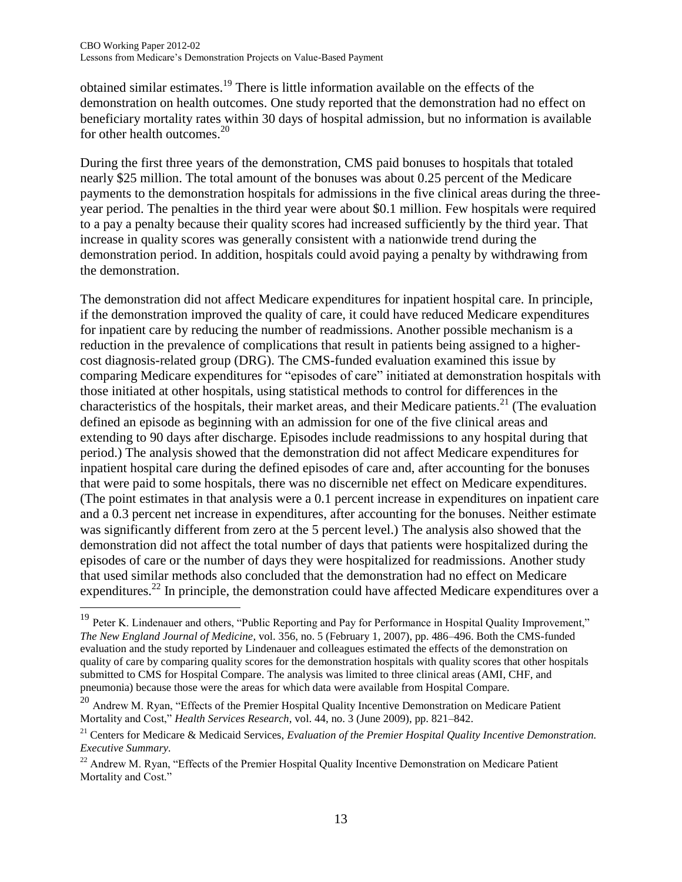obtained similar estimates.[19] There is little information available on the effects of the demonstration on health outcomes. One study reported that the demonstration had no effect on beneficiary mortality rates within 30 days of hospital admission, but no information is available for other health outcomes.[20]

During the first three years of the demonstration, CMS paid bonuses to hospitals that totaled nearly $25 million. The total amount of the bonuses was about 0.25 percent of the Medicare payments to the demonstration hospitals for admissions in the five clinical areas during the three-year period. The penalties in the third year were about $0.1 million. Few hospitals were required to a pay a penalty because their quality scores had increased sufficiently by the third year. That increase in quality scores was generally consistent with a nationwide trend during the demonstration period. In addition, hospitals could avoid paying a penalty by withdrawing from the demonstration.

The demonstration did not affect Medicare expenditures for inpatient hospital care. In principle, if the demonstration improved the quality of care, it could have reduced Medicare expenditures for inpatient care by reducing the number of readmissions. Another possible mechanism is a reduction in the prevalence of complications that result in patients being assigned to a higher-cost diagnosis-related group (DRG). The CMS-funded evaluation examined this issue by comparing Medicare expenditures for "episodes of care" initiated at demonstration hospitals with those initiated at other hospitals, using statistical methods to control for differences in the characteristics of the hospitals, their market areas, and their Medicare patients.[21] (The evaluation defined an episode as beginning with an admission for one of the five clinical areas and extending to 90 days after discharge. Episodes include readmissions to any hospital during that period.) The analysis showed that the demonstration did not affect Medicare expenditures for inpatient hospital care during the defined episodes of care and, after accounting for the bonuses that were paid to some hospitals, there was no discernible net effect on Medicare expenditures. (The point estimates in that analysis were a 0.1 percent increase in expenditures on inpatient care and a 0.3 percent net increase in expenditures, after accounting for the bonuses. Neither estimate was significantly different from zero at the 5 percent level.) The analysis also showed that the demonstration did not affect the total number of days that patients were hospitalized during the episodes of care or the number of days they were hospitalized for readmissions. Another study that used similar methods also concluded that the demonstration had no effect on Medicare expenditures.[22] In principle, the demonstration could have affected Medicare expenditures over a

---

[19] Peter K. Lindenauer and others, "Public Reporting and Pay for Performance in Hospital Quality Improvement," *The New England Journal of Medicine*, vol. 356, no. 5 (February 1, 2007), pp. 486–496. Both the CMS-funded evaluation and the study reported by Lindenauer and colleagues estimated the effects of the demonstration on quality of care by comparing quality scores for the demonstration hospitals with quality scores that other hospitals submitted to CMS for Hospital Compare. The analysis was limited to three clinical areas (AMI, CHF, and pneumonia) because those were the areas for which data were available from Hospital Compare.

[20] Andrew M. Ryan, "Effects of the Premier Hospital Quality Incentive Demonstration on Medicare Patient Mortality and Cost," *Health Services Research*, vol. 44, no. 3 (June 2009), pp. 821–842.

[21] Centers for Medicare & Medicaid Services, *Evaluation of the Premier Hospital Quality Incentive Demonstration. Executive Summary.*

[22] Andrew M. Ryan, "Effects of the Premier Hospital Quality Incentive Demonstration on Medicare Patient Mortality and Cost."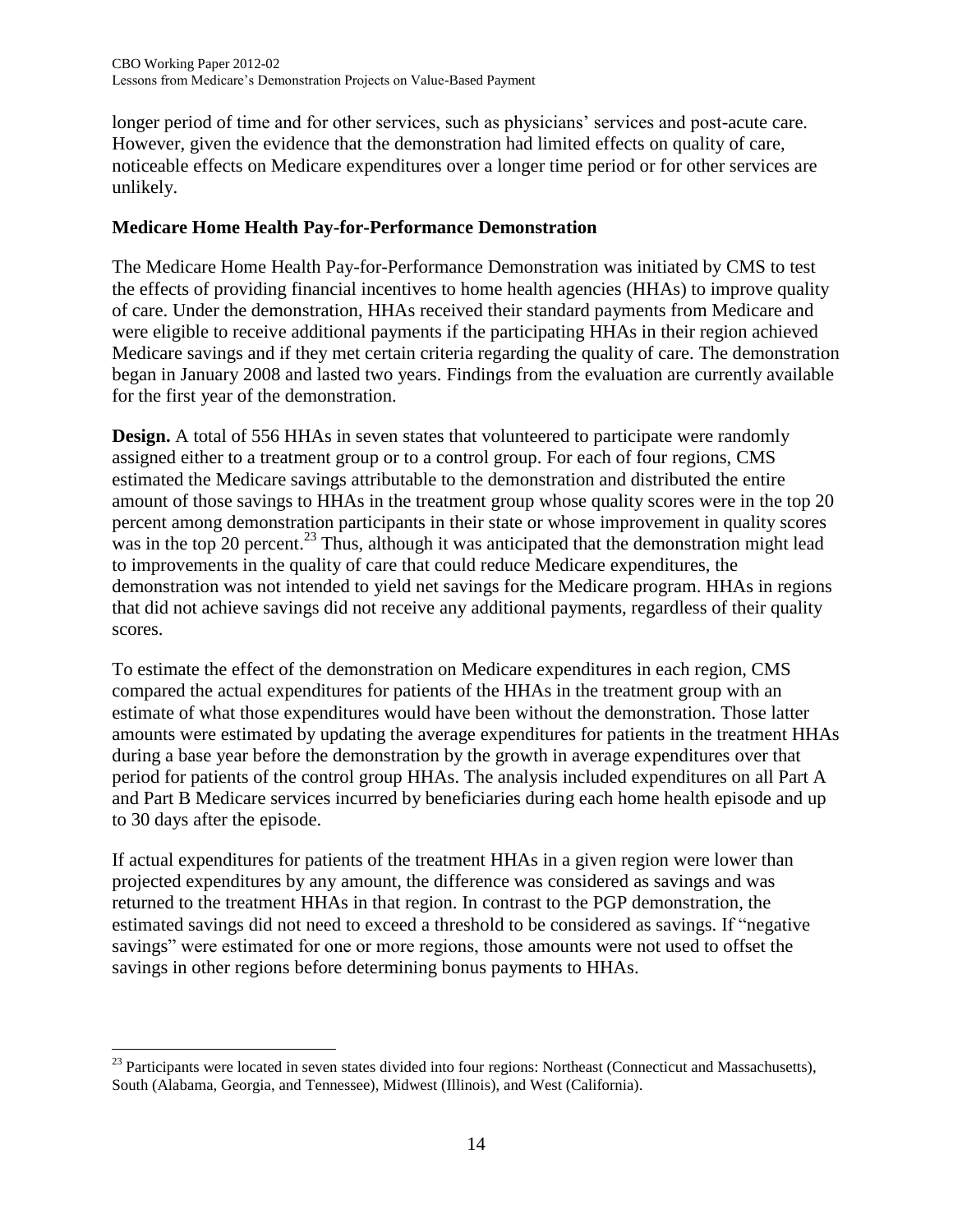longer period of time and for other services, such as physicians' services and post-acute care. However, given the evidence that the demonstration had limited effects on quality of care, noticeable effects on Medicare expenditures over a longer time period or for other services are unlikely.

### Medicare Home Health Pay-for-Performance Demonstration

The Medicare Home Health Pay-for-Performance Demonstration was initiated by CMS to test the effects of providing financial incentives to home health agencies (HHAs) to improve quality of care. Under the demonstration, HHAs received their standard payments from Medicare and were eligible to receive additional payments if the participating HHAs in their region achieved Medicare savings and if they met certain criteria regarding the quality of care. The demonstration began in January 2008 and lasted two years. Findings from the evaluation are currently available for the first year of the demonstration.

**Design.** A total of 556 HHAs in seven states that volunteered to participate were randomly assigned either to a treatment group or to a control group. For each of four regions, CMS estimated the Medicare savings attributable to the demonstration and distributed the entire amount of those savings to HHAs in the treatment group whose quality scores were in the top 20 percent among demonstration participants in their state or whose improvement in quality scores was in the top 20 percent.[23] Thus, although it was anticipated that the demonstration might lead to improvements in the quality of care that could reduce Medicare expenditures, the demonstration was not intended to yield net savings for the Medicare program. HHAs in regions that did not achieve savings did not receive any additional payments, regardless of their quality scores.

To estimate the effect of the demonstration on Medicare expenditures in each region, CMS compared the actual expenditures for patients of the HHAs in the treatment group with an estimate of what those expenditures would have been without the demonstration. Those latter amounts were estimated by updating the average expenditures for patients in the treatment HHAs during a base year before the demonstration by the growth in average expenditures over that period for patients of the control group HHAs. The analysis included expenditures on all Part A and Part B Medicare services incurred by beneficiaries during each home health episode and up to 30 days after the episode.

If actual expenditures for patients of the treatment HHAs in a given region were lower than projected expenditures by any amount, the difference was considered as savings and was returned to the treatment HHAs in that region. In contrast to the PGP demonstration, the estimated savings did not need to exceed a threshold to be considered as savings. If "negative savings" were estimated for one or more regions, those amounts were not used to offset the savings in other regions before determining bonus payments to HHAs.

[23] Participants were located in seven states divided into four regions: Northeast (Connecticut and Massachusetts), South (Alabama, Georgia, and Tennessee), Midwest (Illinois), and West (California).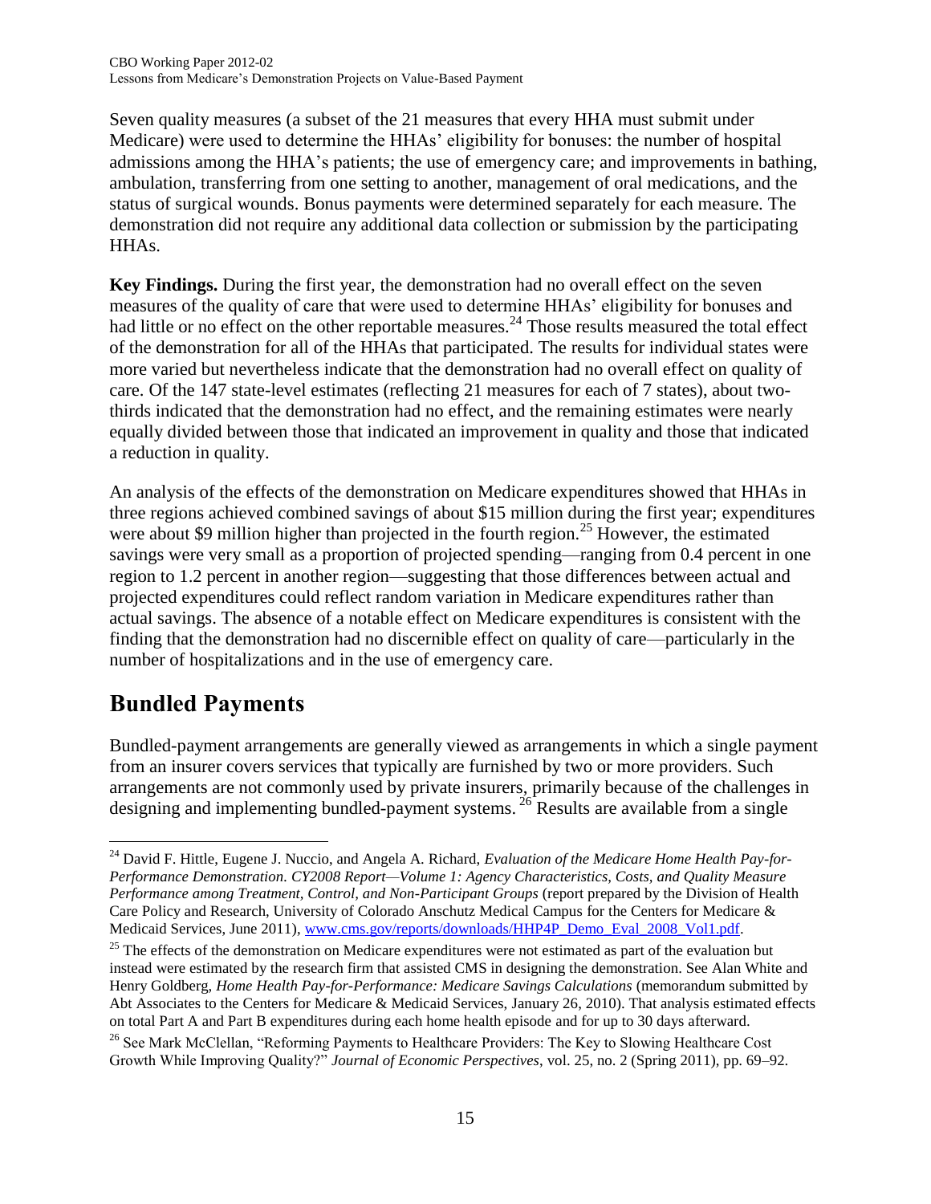Seven quality measures (a subset of the 21 measures that every HHA must submit under Medicare) were used to determine the HHAs' eligibility for bonuses: the number of hospital admissions among the HHA's patients; the use of emergency care; and improvements in bathing, ambulation, transferring from one setting to another, management of oral medications, and the status of surgical wounds. Bonus payments were determined separately for each measure. The demonstration did not require any additional data collection or submission by the participating HHAs.

**Key Findings.** During the first year, the demonstration had no overall effect on the seven measures of the quality of care that were used to determine HHAs' eligibility for bonuses and had little or no effect on the other reportable measures.[24] Those results measured the total effect of the demonstration for all of the HHAs that participated. The results for individual states were more varied but nevertheless indicate that the demonstration had no overall effect on quality of care. Of the 147 state-level estimates (reflecting 21 measures for each of 7 states), about two-thirds indicated that the demonstration had no effect, and the remaining estimates were nearly equally divided between those that indicated an improvement in quality and those that indicated a reduction in quality.

An analysis of the effects of the demonstration on Medicare expenditures showed that HHAs in three regions achieved combined savings of about $15 million during the first year; expenditures were about $9 million higher than projected in the fourth region.[25] However, the estimated savings were very small as a proportion of projected spending—ranging from 0.4 percent in one region to 1.2 percent in another region—suggesting that those differences between actual and projected expenditures could reflect random variation in Medicare expenditures rather than actual savings. The absence of a notable effect on Medicare expenditures is consistent with the finding that the demonstration had no discernible effect on quality of care—particularly in the number of hospitalizations and in the use of emergency care.

## Bundled Payments

Bundled-payment arrangements are generally viewed as arrangements in which a single payment from an insurer covers services that typically are furnished by two or more providers. Such arrangements are not commonly used by private insurers, primarily because of the challenges in designing and implementing bundled-payment systems.[26] Results are available from a single

---

[24] David F. Hittle, Eugene J. Nuccio, and Angela A. Richard, *Evaluation of the Medicare Home Health Pay-for-Performance Demonstration. CY2008 Report—Volume 1: Agency Characteristics, Costs, and Quality Measure Performance among Treatment, Control, and Non-Participant Groups* (report prepared by the Division of Health Care Policy and Research, University of Colorado Anschutz Medical Campus for the Centers for Medicare & Medicaid Services, June 2011), www.cms.gov/reports/downloads/HHP4P_Demo_Eval_2008_Vol1.pdf.

[25] The effects of the demonstration on Medicare expenditures were not estimated as part of the evaluation but instead were estimated by the research firm that assisted CMS in designing the demonstration. See Alan White and Henry Goldberg, *Home Health Pay-for-Performance: Medicare Savings Calculations* (memorandum submitted by Abt Associates to the Centers for Medicare & Medicaid Services, January 26, 2010). That analysis estimated effects on total Part A and Part B expenditures during each home health episode and for up to 30 days afterward.

[26] See Mark McClellan, "Reforming Payments to Healthcare Providers: The Key to Slowing Healthcare Cost Growth While Improving Quality?" *Journal of Economic Perspectives*, vol. 25, no. 2 (Spring 2011), pp. 69–92.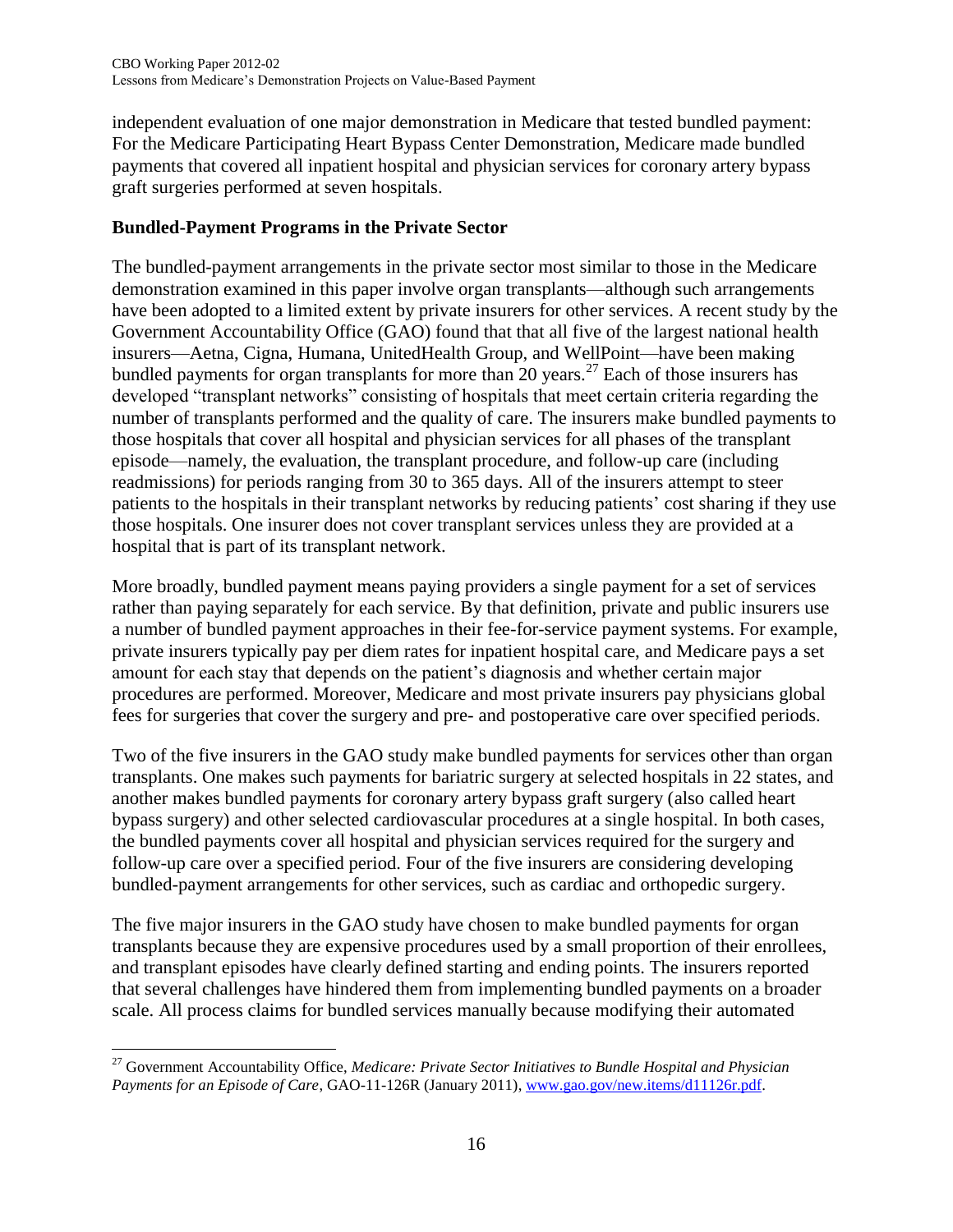independent evaluation of one major demonstration in Medicare that tested bundled payment: For the Medicare Participating Heart Bypass Center Demonstration, Medicare made bundled payments that covered all inpatient hospital and physician services for coronary artery bypass graft surgeries performed at seven hospitals.

### Bundled-Payment Programs in the Private Sector

The bundled-payment arrangements in the private sector most similar to those in the Medicare demonstration examined in this paper involve organ transplants—although such arrangements have been adopted to a limited extent by private insurers for other services. A recent study by the Government Accountability Office (GAO) found that that all five of the largest national health insurers—Aetna, Cigna, Humana, UnitedHealth Group, and WellPoint—have been making bundled payments for organ transplants for more than 20 years.[27] Each of those insurers has developed "transplant networks" consisting of hospitals that meet certain criteria regarding the number of transplants performed and the quality of care. The insurers make bundled payments to those hospitals that cover all hospital and physician services for all phases of the transplant episode—namely, the evaluation, the transplant procedure, and follow-up care (including readmissions) for periods ranging from 30 to 365 days. All of the insurers attempt to steer patients to the hospitals in their transplant networks by reducing patients' cost sharing if they use those hospitals. One insurer does not cover transplant services unless they are provided at a hospital that is part of its transplant network.

More broadly, bundled payment means paying providers a single payment for a set of services rather than paying separately for each service. By that definition, private and public insurers use a number of bundled payment approaches in their fee-for-service payment systems. For example, private insurers typically pay per diem rates for inpatient hospital care, and Medicare pays a set amount for each stay that depends on the patient's diagnosis and whether certain major procedures are performed. Moreover, Medicare and most private insurers pay physicians global fees for surgeries that cover the surgery and pre- and postoperative care over specified periods.

Two of the five insurers in the GAO study make bundled payments for services other than organ transplants. One makes such payments for bariatric surgery at selected hospitals in 22 states, and another makes bundled payments for coronary artery bypass graft surgery (also called heart bypass surgery) and other selected cardiovascular procedures at a single hospital. In both cases, the bundled payments cover all hospital and physician services required for the surgery and follow-up care over a specified period. Four of the five insurers are considering developing bundled-payment arrangements for other services, such as cardiac and orthopedic surgery.

The five major insurers in the GAO study have chosen to make bundled payments for organ transplants because they are expensive procedures used by a small proportion of their enrollees, and transplant episodes have clearly defined starting and ending points. The insurers reported that several challenges have hindered them from implementing bundled payments on a broader scale. All process claims for bundled services manually because modifying their automated

[27] Government Accountability Office, *Medicare: Private Sector Initiatives to Bundle Hospital and Physician Payments for an Episode of Care*, GAO-11-126R (January 2011), www.gao.gov/new.items/d11126r.pdf.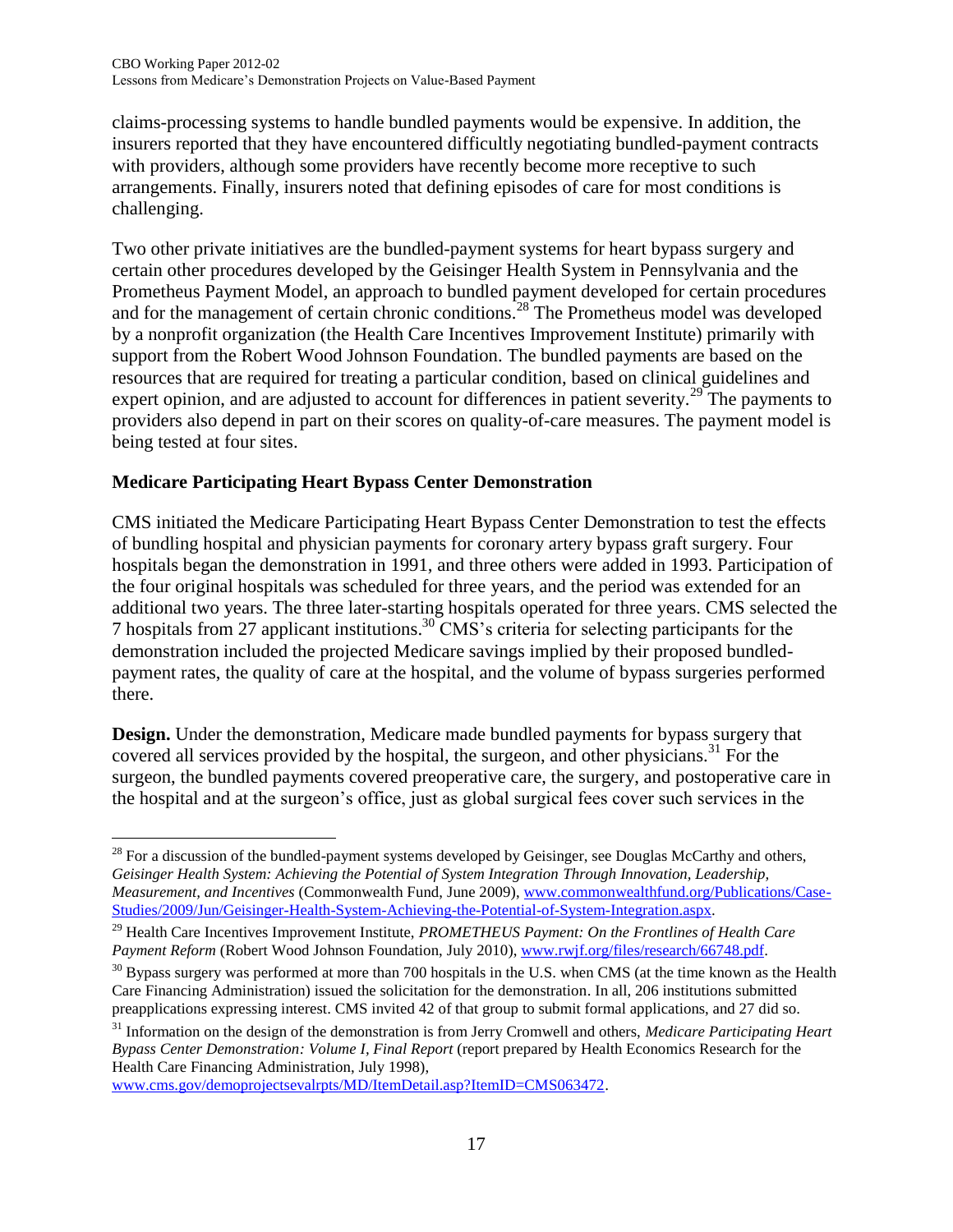claims-processing systems to handle bundled payments would be expensive. In addition, the insurers reported that they have encountered difficultly negotiating bundled-payment contracts with providers, although some providers have recently become more receptive to such arrangements. Finally, insurers noted that defining episodes of care for most conditions is challenging.

Two other private initiatives are the bundled-payment systems for heart bypass surgery and certain other procedures developed by the Geisinger Health System in Pennsylvania and the Prometheus Payment Model, an approach to bundled payment developed for certain procedures and for the management of certain chronic conditions.[28] The Prometheus model was developed by a nonprofit organization (the Health Care Incentives Improvement Institute) primarily with support from the Robert Wood Johnson Foundation. The bundled payments are based on the resources that are required for treating a particular condition, based on clinical guidelines and expert opinion, and are adjusted to account for differences in patient severity.[29] The payments to providers also depend in part on their scores on quality-of-care measures. The payment model is being tested at four sites.

### Medicare Participating Heart Bypass Center Demonstration

CMS initiated the Medicare Participating Heart Bypass Center Demonstration to test the effects of bundling hospital and physician payments for coronary artery bypass graft surgery. Four hospitals began the demonstration in 1991, and three others were added in 1993. Participation of the four original hospitals was scheduled for three years, and the period was extended for an additional two years. The three later-starting hospitals operated for three years. CMS selected the 7 hospitals from 27 applicant institutions.[30] CMS's criteria for selecting participants for the demonstration included the projected Medicare savings implied by their proposed bundled-payment rates, the quality of care at the hospital, and the volume of bypass surgeries performed there.

**Design.** Under the demonstration, Medicare made bundled payments for bypass surgery that covered all services provided by the hospital, the surgeon, and other physicians.[31] For the surgeon, the bundled payments covered preoperative care, the surgery, and postoperative care in the hospital and at the surgeon's office, just as global surgical fees cover such services in the

---

[28] For a discussion of the bundled-payment systems developed by Geisinger, see Douglas McCarthy and others, *Geisinger Health System: Achieving the Potential of System Integration Through Innovation, Leadership, Measurement, and Incentives* (Commonwealth Fund, June 2009), www.commonwealthfund.org/Publications/Case-Studies/2009/Jun/Geisinger-Health-System-Achieving-the-Potential-of-System-Integration.aspx.

[29] Health Care Incentives Improvement Institute, *PROMETHEUS Payment: On the Frontlines of Health Care Payment Reform* (Robert Wood Johnson Foundation, July 2010), www.rwjf.org/files/research/66748.pdf.

[30] Bypass surgery was performed at more than 700 hospitals in the U.S. when CMS (at the time known as the Health Care Financing Administration) issued the solicitation for the demonstration. In all, 206 institutions submitted preapplications expressing interest. CMS invited 42 of that group to submit formal applications, and 27 did so.

[31] Information on the design of the demonstration is from Jerry Cromwell and others, *Medicare Participating Heart Bypass Center Demonstration: Volume I, Final Report* (report prepared by Health Economics Research for the Health Care Financing Administration, July 1998), www.cms.gov/demoprojectsevalrpts/MD/ItemDetail.asp?ItemID=CMS063472.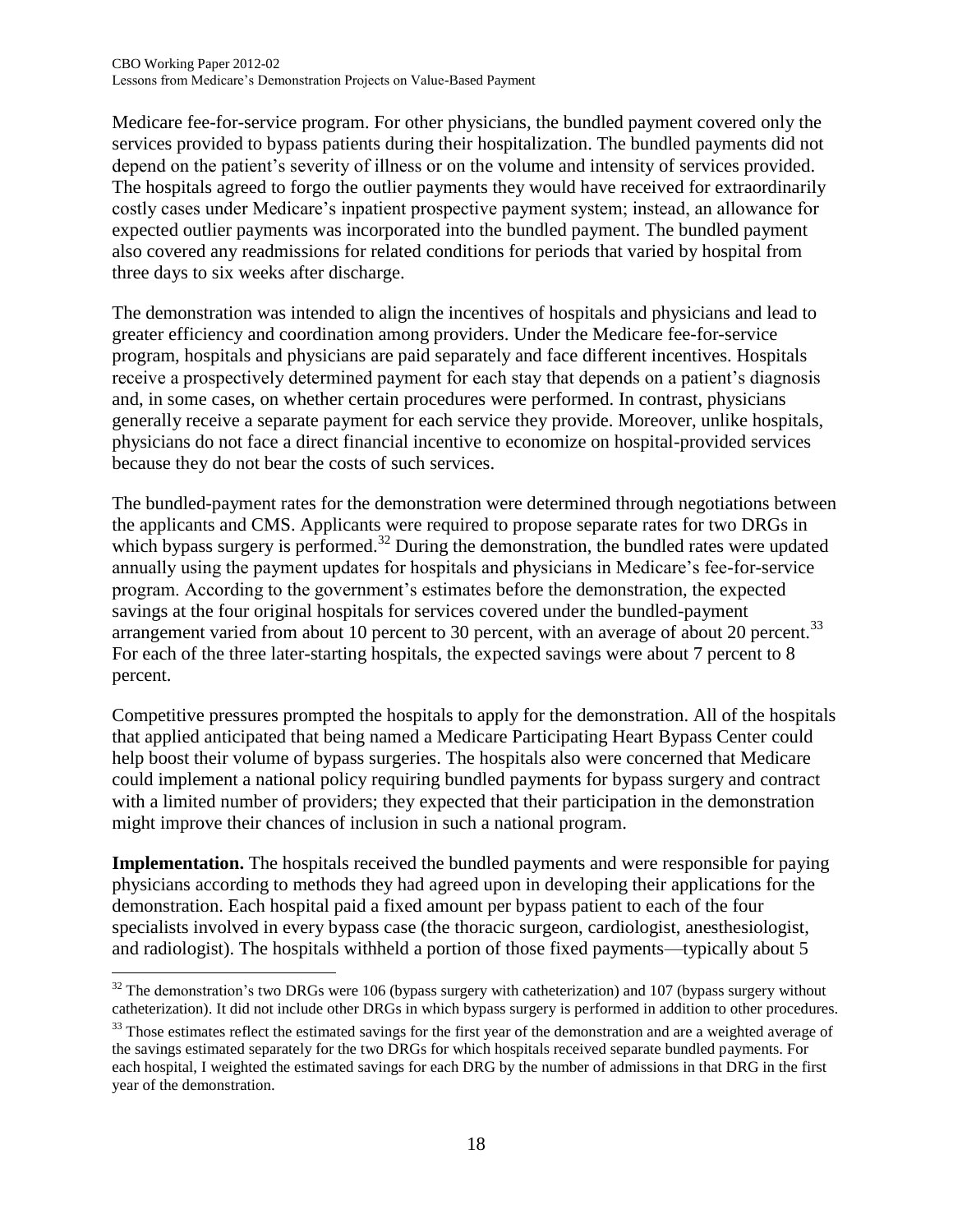Medicare fee-for-service program. For other physicians, the bundled payment covered only the services provided to bypass patients during their hospitalization. The bundled payments did not depend on the patient's severity of illness or on the volume and intensity of services provided. The hospitals agreed to forgo the outlier payments they would have received for extraordinarily costly cases under Medicare's inpatient prospective payment system; instead, an allowance for expected outlier payments was incorporated into the bundled payment. The bundled payment also covered any readmissions for related conditions for periods that varied by hospital from three days to six weeks after discharge.

The demonstration was intended to align the incentives of hospitals and physicians and lead to greater efficiency and coordination among providers. Under the Medicare fee-for-service program, hospitals and physicians are paid separately and face different incentives. Hospitals receive a prospectively determined payment for each stay that depends on a patient's diagnosis and, in some cases, on whether certain procedures were performed. In contrast, physicians generally receive a separate payment for each service they provide. Moreover, unlike hospitals, physicians do not face a direct financial incentive to economize on hospital-provided services because they do not bear the costs of such services.

The bundled-payment rates for the demonstration were determined through negotiations between the applicants and CMS. Applicants were required to propose separate rates for two DRGs in which bypass surgery is performed.[32] During the demonstration, the bundled rates were updated annually using the payment updates for hospitals and physicians in Medicare's fee-for-service program. According to the government's estimates before the demonstration, the expected savings at the four original hospitals for services covered under the bundled-payment arrangement varied from about 10 percent to 30 percent, with an average of about 20 percent.[33] For each of the three later-starting hospitals, the expected savings were about 7 percent to 8 percent.

Competitive pressures prompted the hospitals to apply for the demonstration. All of the hospitals that applied anticipated that being named a Medicare Participating Heart Bypass Center could help boost their volume of bypass surgeries. The hospitals also were concerned that Medicare could implement a national policy requiring bundled payments for bypass surgery and contract with a limited number of providers; they expected that their participation in the demonstration might improve their chances of inclusion in such a national program.

**Implementation.** The hospitals received the bundled payments and were responsible for paying physicians according to methods they had agreed upon in developing their applications for the demonstration. Each hospital paid a fixed amount per bypass patient to each of the four specialists involved in every bypass case (the thoracic surgeon, cardiologist, anesthesiologist, and radiologist). The hospitals withheld a portion of those fixed payments—typically about 5

---

[32] The demonstration's two DRGs were 106 (bypass surgery with catheterization) and 107 (bypass surgery without catheterization). It did not include other DRGs in which bypass surgery is performed in addition to other procedures.

[33] Those estimates reflect the estimated savings for the first year of the demonstration and are a weighted average of the savings estimated separately for the two DRGs for which hospitals received separate bundled payments. For each hospital, I weighted the estimated savings for each DRG by the number of admissions in that DRG in the first year of the demonstration.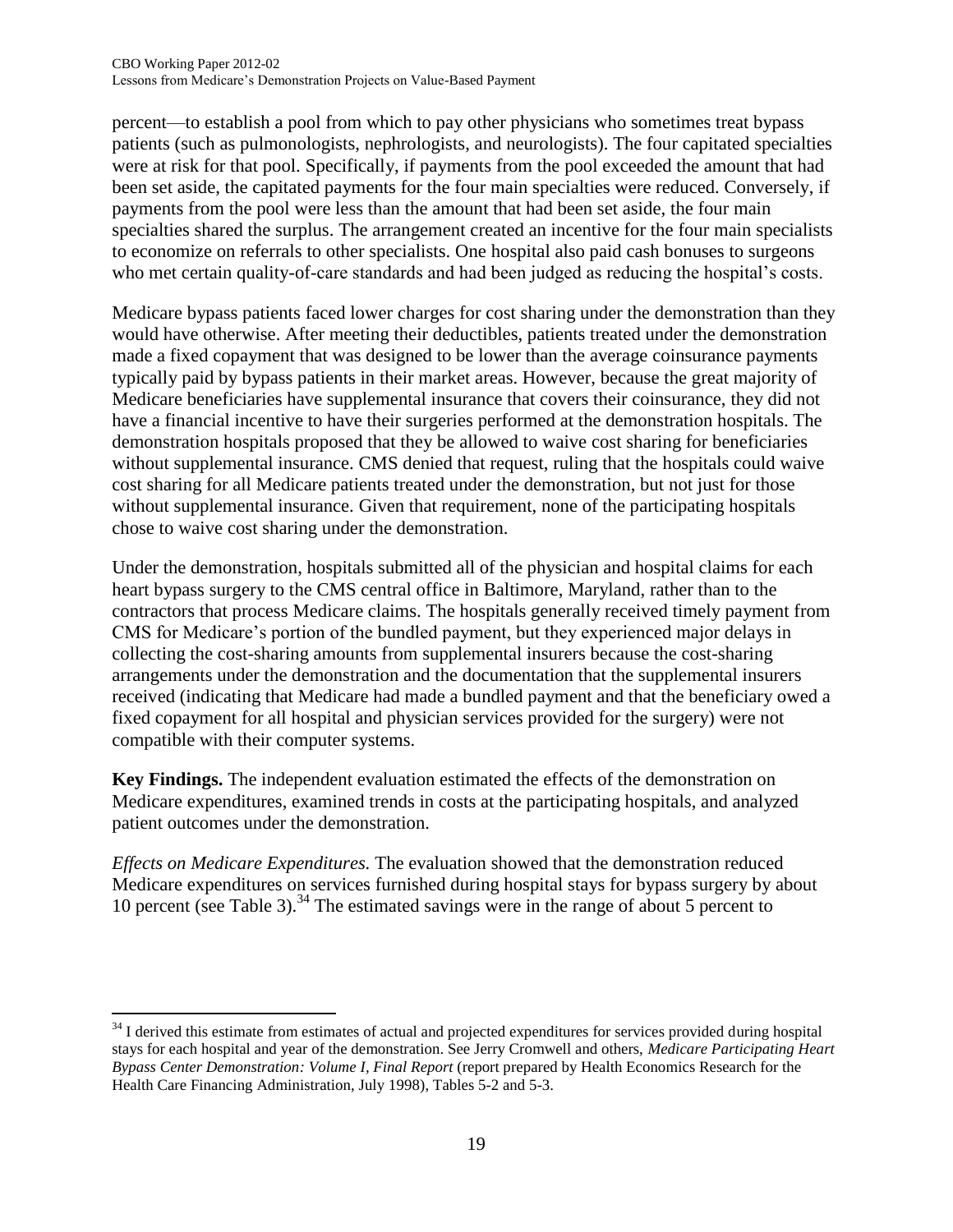percent—to establish a pool from which to pay other physicians who sometimes treat bypass patients (such as pulmonologists, nephrologists, and neurologists). The four capitated specialties were at risk for that pool. Specifically, if payments from the pool exceeded the amount that had been set aside, the capitated payments for the four main specialties were reduced. Conversely, if payments from the pool were less than the amount that had been set aside, the four main specialties shared the surplus. The arrangement created an incentive for the four main specialists to economize on referrals to other specialists. One hospital also paid cash bonuses to surgeons who met certain quality-of-care standards and had been judged as reducing the hospital's costs.

Medicare bypass patients faced lower charges for cost sharing under the demonstration than they would have otherwise. After meeting their deductibles, patients treated under the demonstration made a fixed copayment that was designed to be lower than the average coinsurance payments typically paid by bypass patients in their market areas. However, because the great majority of Medicare beneficiaries have supplemental insurance that covers their coinsurance, they did not have a financial incentive to have their surgeries performed at the demonstration hospitals. The demonstration hospitals proposed that they be allowed to waive cost sharing for beneficiaries without supplemental insurance. CMS denied that request, ruling that the hospitals could waive cost sharing for all Medicare patients treated under the demonstration, but not just for those without supplemental insurance. Given that requirement, none of the participating hospitals chose to waive cost sharing under the demonstration.

Under the demonstration, hospitals submitted all of the physician and hospital claims for each heart bypass surgery to the CMS central office in Baltimore, Maryland, rather than to the contractors that process Medicare claims. The hospitals generally received timely payment from CMS for Medicare's portion of the bundled payment, but they experienced major delays in collecting the cost-sharing amounts from supplemental insurers because the cost-sharing arrangements under the demonstration and the documentation that the supplemental insurers received (indicating that Medicare had made a bundled payment and that the beneficiary owed a fixed copayment for all hospital and physician services provided for the surgery) were not compatible with their computer systems.

**Key Findings.** The independent evaluation estimated the effects of the demonstration on Medicare expenditures, examined trends in costs at the participating hospitals, and analyzed patient outcomes under the demonstration.

*Effects on Medicare Expenditures.* The evaluation showed that the demonstration reduced Medicare expenditures on services furnished during hospital stays for bypass surgery by about 10 percent (see Table 3).[34] The estimated savings were in the range of about 5 percent to

[34] I derived this estimate from estimates of actual and projected expenditures for services provided during hospital stays for each hospital and year of the demonstration. See Jerry Cromwell and others, *Medicare Participating Heart Bypass Center Demonstration: Volume I, Final Report* (report prepared by Health Economics Research for the Health Care Financing Administration, July 1998), Tables 5-2 and 5-3.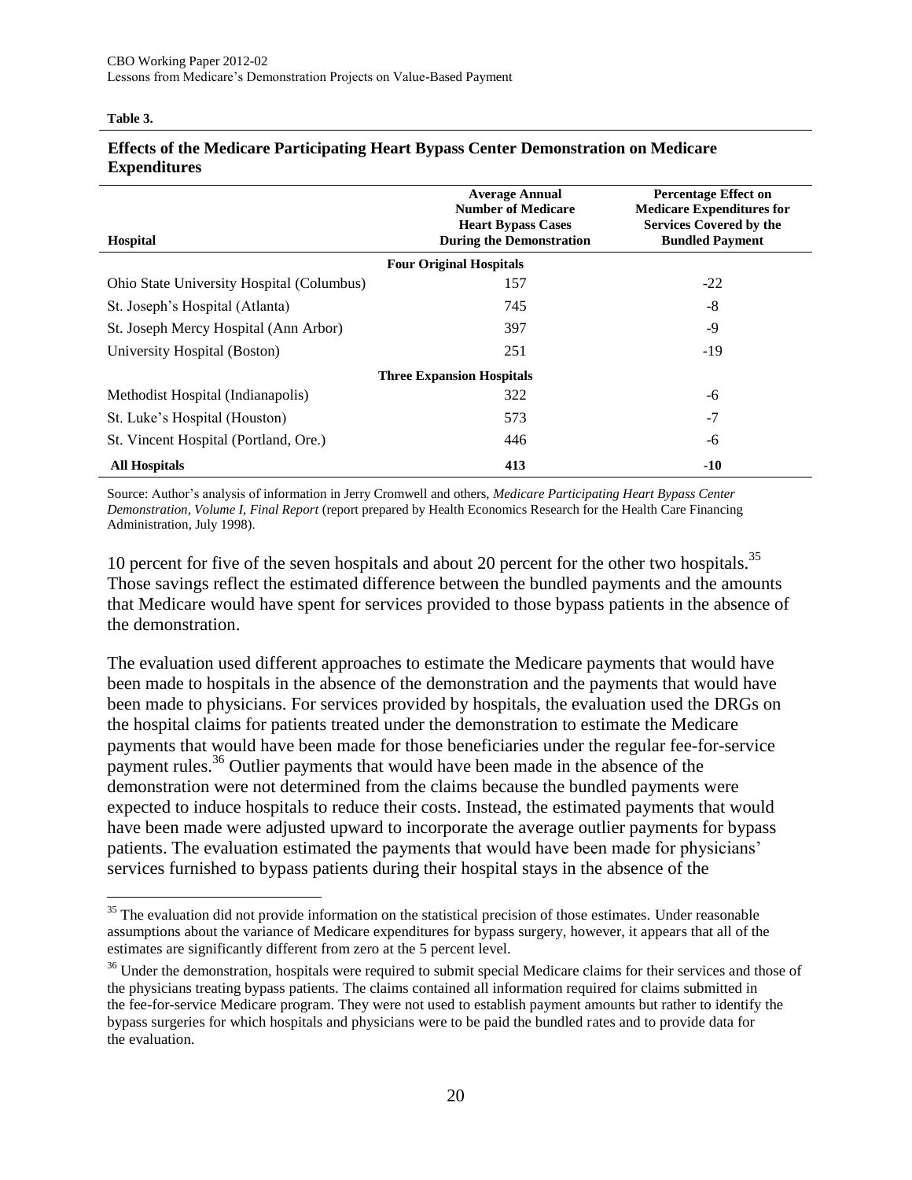**Table 3.**

**Effects of the Medicare Participating Heart Bypass Center Demonstration on Medicare Expenditures**

| Hospital | Average Annual Number of Medicare Heart Bypass Cases During the Demonstration | Percentage Effect on Medicare Expenditures for Services Covered by the Bundled Payment |
|---|---|---|
| **Four Original Hospitals** | | |
| Ohio State University Hospital (Columbus) | 157 | -22 |
| St. Joseph's Hospital (Atlanta) | 745 | -8 |
| St. Joseph Mercy Hospital (Ann Arbor) | 397 | -9 |
| University Hospital (Boston) | 251 | -19 |
| **Three Expansion Hospitals** | | |
| Methodist Hospital (Indianapolis) | 322 | -6 |
| St. Luke's Hospital (Houston) | 573 | -7 |
| St. Vincent Hospital (Portland, Ore.) | 446 | -6 |
| **All Hospitals** | **413** | **-10** |

Source: Author's analysis of information in Jerry Cromwell and others, *Medicare Participating Heart Bypass Center Demonstration, Volume I, Final Report* (report prepared by Health Economics Research for the Health Care Financing Administration, July 1998).

10 percent for five of the seven hospitals and about 20 percent for the other two hospitals.[35] Those savings reflect the estimated difference between the bundled payments and the amounts that Medicare would have spent for services provided to those bypass patients in the absence of the demonstration.

The evaluation used different approaches to estimate the Medicare payments that would have been made to hospitals in the absence of the demonstration and the payments that would have been made to physicians. For services provided by hospitals, the evaluation used the DRGs on the hospital claims for patients treated under the demonstration to estimate the Medicare payments that would have been made for those beneficiaries under the regular fee-for-service payment rules.[36] Outlier payments that would have been made in the absence of the demonstration were not determined from the claims because the bundled payments were expected to induce hospitals to reduce their costs. Instead, the estimated payments that would have been made were adjusted upward to incorporate the average outlier payments for bypass patients. The evaluation estimated the payments that would have been made for physicians' services furnished to bypass patients during their hospital stays in the absence of the

[35] The evaluation did not provide information on the statistical precision of those estimates. Under reasonable assumptions about the variance of Medicare expenditures for bypass surgery, however, it appears that all of the estimates are significantly different from zero at the 5 percent level.

[36] Under the demonstration, hospitals were required to submit special Medicare claims for their services and those of the physicians treating bypass patients. The claims contained all information required for claims submitted in the fee-for-service Medicare program. They were not used to establish payment amounts but rather to identify the bypass surgeries for which hospitals and physicians were to be paid the bundled rates and to provide data for the evaluation.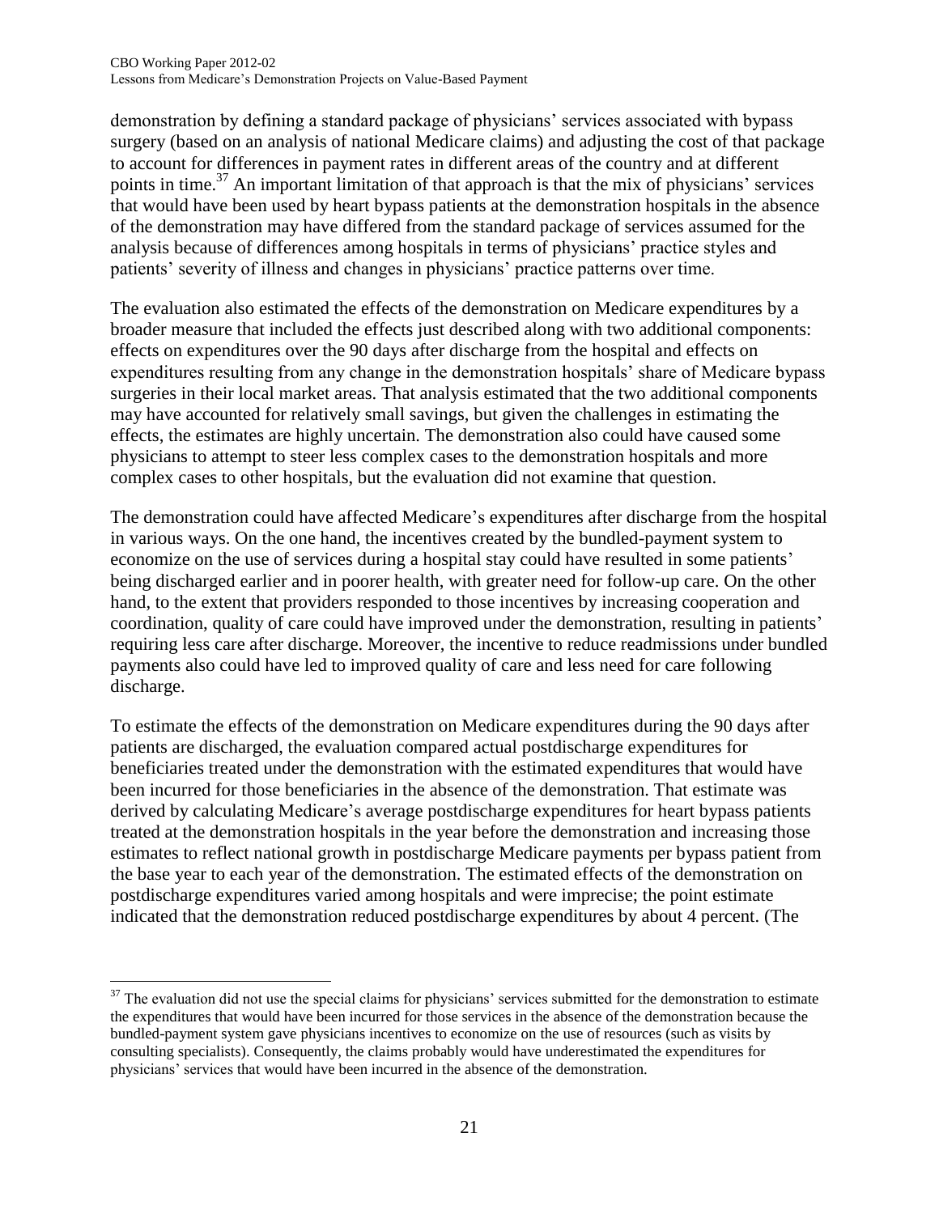demonstration by defining a standard package of physicians' services associated with bypass surgery (based on an analysis of national Medicare claims) and adjusting the cost of that package to account for differences in payment rates in different areas of the country and at different points in time.[37] An important limitation of that approach is that the mix of physicians' services that would have been used by heart bypass patients at the demonstration hospitals in the absence of the demonstration may have differed from the standard package of services assumed for the analysis because of differences among hospitals in terms of physicians' practice styles and patients' severity of illness and changes in physicians' practice patterns over time.

The evaluation also estimated the effects of the demonstration on Medicare expenditures by a broader measure that included the effects just described along with two additional components: effects on expenditures over the 90 days after discharge from the hospital and effects on expenditures resulting from any change in the demonstration hospitals' share of Medicare bypass surgeries in their local market areas. That analysis estimated that the two additional components may have accounted for relatively small savings, but given the challenges in estimating the effects, the estimates are highly uncertain. The demonstration also could have caused some physicians to attempt to steer less complex cases to the demonstration hospitals and more complex cases to other hospitals, but the evaluation did not examine that question.

The demonstration could have affected Medicare's expenditures after discharge from the hospital in various ways. On the one hand, the incentives created by the bundled-payment system to economize on the use of services during a hospital stay could have resulted in some patients' being discharged earlier and in poorer health, with greater need for follow-up care. On the other hand, to the extent that providers responded to those incentives by increasing cooperation and coordination, quality of care could have improved under the demonstration, resulting in patients' requiring less care after discharge. Moreover, the incentive to reduce readmissions under bundled payments also could have led to improved quality of care and less need for care following discharge.

To estimate the effects of the demonstration on Medicare expenditures during the 90 days after patients are discharged, the evaluation compared actual postdischarge expenditures for beneficiaries treated under the demonstration with the estimated expenditures that would have been incurred for those beneficiaries in the absence of the demonstration. That estimate was derived by calculating Medicare's average postdischarge expenditures for heart bypass patients treated at the demonstration hospitals in the year before the demonstration and increasing those estimates to reflect national growth in postdischarge Medicare payments per bypass patient from the base year to each year of the demonstration. The estimated effects of the demonstration on postdischarge expenditures varied among hospitals and were imprecise; the point estimate indicated that the demonstration reduced postdischarge expenditures by about 4 percent. (The

[37] The evaluation did not use the special claims for physicians' services submitted for the demonstration to estimate the expenditures that would have been incurred for those services in the absence of the demonstration because the bundled-payment system gave physicians incentives to economize on the use of resources (such as visits by consulting specialists). Consequently, the claims probably would have underestimated the expenditures for physicians' services that would have been incurred in the absence of the demonstration.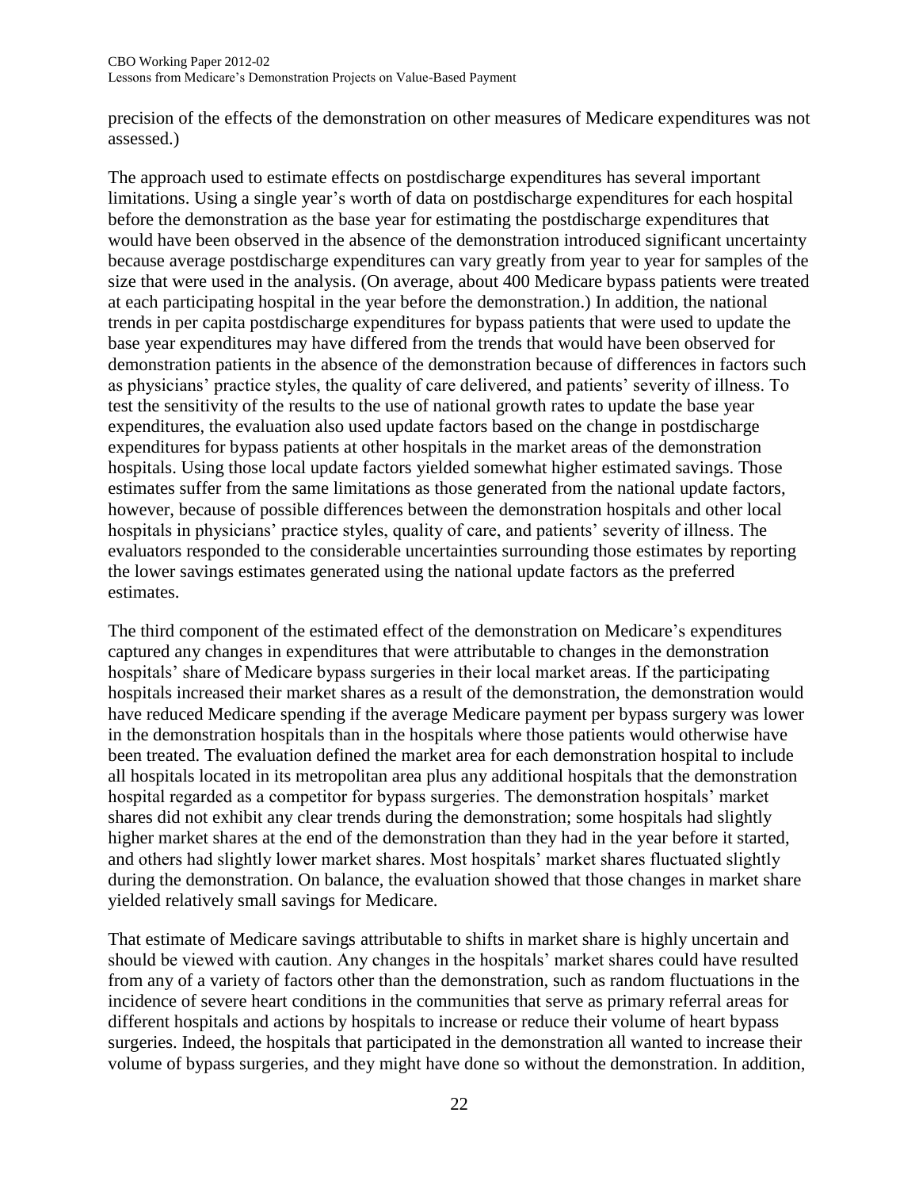precision of the effects of the demonstration on other measures of Medicare expenditures was not assessed.)

The approach used to estimate effects on postdischarge expenditures has several important limitations. Using a single year's worth of data on postdischarge expenditures for each hospital before the demonstration as the base year for estimating the postdischarge expenditures that would have been observed in the absence of the demonstration introduced significant uncertainty because average postdischarge expenditures can vary greatly from year to year for samples of the size that were used in the analysis. (On average, about 400 Medicare bypass patients were treated at each participating hospital in the year before the demonstration.) In addition, the national trends in per capita postdischarge expenditures for bypass patients that were used to update the base year expenditures may have differed from the trends that would have been observed for demonstration patients in the absence of the demonstration because of differences in factors such as physicians' practice styles, the quality of care delivered, and patients' severity of illness. To test the sensitivity of the results to the use of national growth rates to update the base year expenditures, the evaluation also used update factors based on the change in postdischarge expenditures for bypass patients at other hospitals in the market areas of the demonstration hospitals. Using those local update factors yielded somewhat higher estimated savings. Those estimates suffer from the same limitations as those generated from the national update factors, however, because of possible differences between the demonstration hospitals and other local hospitals in physicians' practice styles, quality of care, and patients' severity of illness. The evaluators responded to the considerable uncertainties surrounding those estimates by reporting the lower savings estimates generated using the national update factors as the preferred estimates.

The third component of the estimated effect of the demonstration on Medicare's expenditures captured any changes in expenditures that were attributable to changes in the demonstration hospitals' share of Medicare bypass surgeries in their local market areas. If the participating hospitals increased their market shares as a result of the demonstration, the demonstration would have reduced Medicare spending if the average Medicare payment per bypass surgery was lower in the demonstration hospitals than in the hospitals where those patients would otherwise have been treated. The evaluation defined the market area for each demonstration hospital to include all hospitals located in its metropolitan area plus any additional hospitals that the demonstration hospital regarded as a competitor for bypass surgeries. The demonstration hospitals' market shares did not exhibit any clear trends during the demonstration; some hospitals had slightly higher market shares at the end of the demonstration than they had in the year before it started, and others had slightly lower market shares. Most hospitals' market shares fluctuated slightly during the demonstration. On balance, the evaluation showed that those changes in market share yielded relatively small savings for Medicare.

That estimate of Medicare savings attributable to shifts in market share is highly uncertain and should be viewed with caution. Any changes in the hospitals' market shares could have resulted from any of a variety of factors other than the demonstration, such as random fluctuations in the incidence of severe heart conditions in the communities that serve as primary referral areas for different hospitals and actions by hospitals to increase or reduce their volume of heart bypass surgeries. Indeed, the hospitals that participated in the demonstration all wanted to increase their volume of bypass surgeries, and they might have done so without the demonstration. In addition,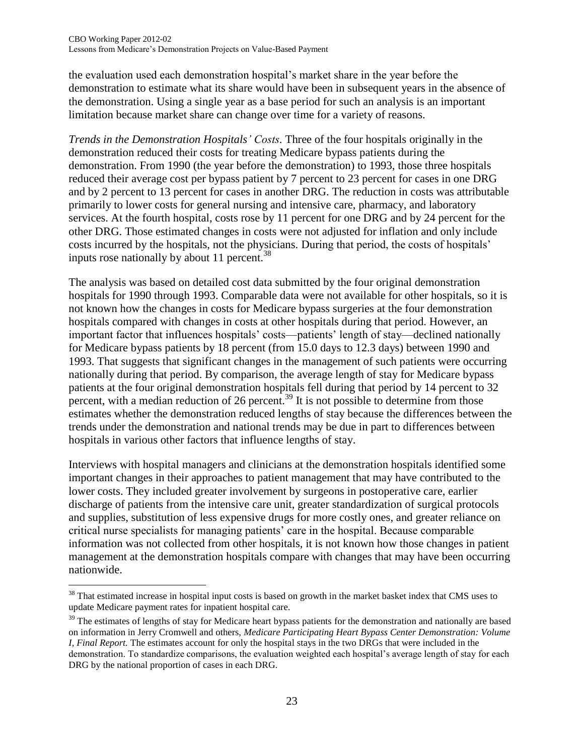the evaluation used each demonstration hospital's market share in the year before the demonstration to estimate what its share would have been in subsequent years in the absence of the demonstration. Using a single year as a base period for such an analysis is an important limitation because market share can change over time for a variety of reasons.

*Trends in the Demonstration Hospitals' Costs*. Three of the four hospitals originally in the demonstration reduced their costs for treating Medicare bypass patients during the demonstration. From 1990 (the year before the demonstration) to 1993, those three hospitals reduced their average cost per bypass patient by 7 percent to 23 percent for cases in one DRG and by 2 percent to 13 percent for cases in another DRG. The reduction in costs was attributable primarily to lower costs for general nursing and intensive care, pharmacy, and laboratory services. At the fourth hospital, costs rose by 11 percent for one DRG and by 24 percent for the other DRG. Those estimated changes in costs were not adjusted for inflation and only include costs incurred by the hospitals, not the physicians. During that period, the costs of hospitals' inputs rose nationally by about 11 percent.[38]

The analysis was based on detailed cost data submitted by the four original demonstration hospitals for 1990 through 1993. Comparable data were not available for other hospitals, so it is not known how the changes in costs for Medicare bypass surgeries at the four demonstration hospitals compared with changes in costs at other hospitals during that period. However, an important factor that influences hospitals' costs—patients' length of stay—declined nationally for Medicare bypass patients by 18 percent (from 15.0 days to 12.3 days) between 1990 and 1993. That suggests that significant changes in the management of such patients were occurring nationally during that period. By comparison, the average length of stay for Medicare bypass patients at the four original demonstration hospitals fell during that period by 14 percent to 32 percent, with a median reduction of 26 percent.[39] It is not possible to determine from those estimates whether the demonstration reduced lengths of stay because the differences between the trends under the demonstration and national trends may be due in part to differences between hospitals in various other factors that influence lengths of stay.

Interviews with hospital managers and clinicians at the demonstration hospitals identified some important changes in their approaches to patient management that may have contributed to the lower costs. They included greater involvement by surgeons in postoperative care, earlier discharge of patients from the intensive care unit, greater standardization of surgical protocols and supplies, substitution of less expensive drugs for more costly ones, and greater reliance on critical nurse specialists for managing patients' care in the hospital. Because comparable information was not collected from other hospitals, it is not known how those changes in patient management at the demonstration hospitals compare with changes that may have been occurring nationwide.

---

[38] That estimated increase in hospital input costs is based on growth in the market basket index that CMS uses to update Medicare payment rates for inpatient hospital care.

[39] The estimates of lengths of stay for Medicare heart bypass patients for the demonstration and nationally are based on information in Jerry Cromwell and others, *Medicare Participating Heart Bypass Center Demonstration: Volume I, Final Report.* The estimates account for only the hospital stays in the two DRGs that were included in the demonstration. To standardize comparisons, the evaluation weighted each hospital's average length of stay for each DRG by the national proportion of cases in each DRG.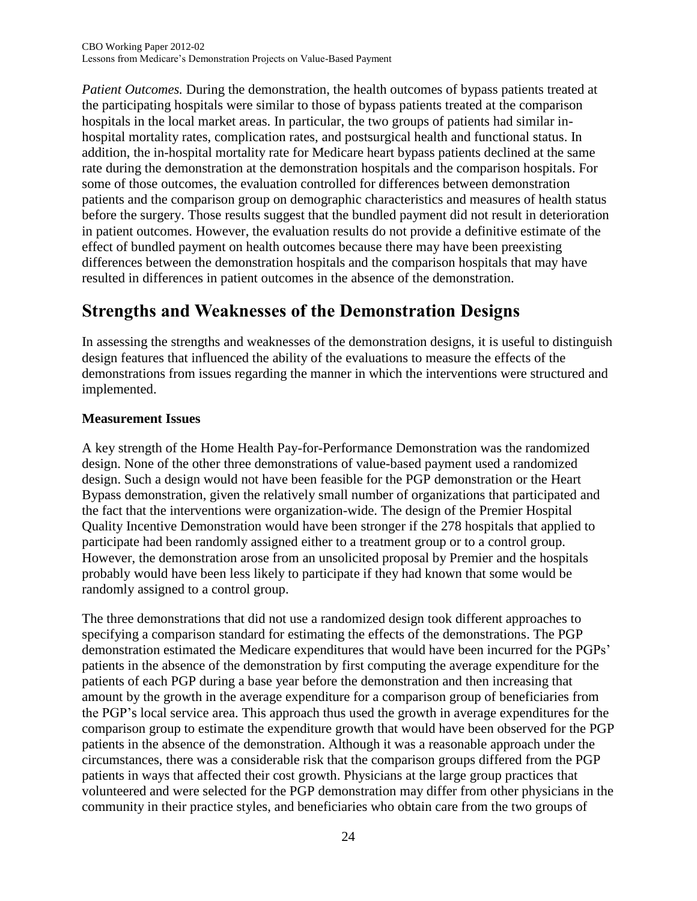*Patient Outcomes.* During the demonstration, the health outcomes of bypass patients treated at the participating hospitals were similar to those of bypass patients treated at the comparison hospitals in the local market areas. In particular, the two groups of patients had similar in-hospital mortality rates, complication rates, and postsurgical health and functional status. In addition, the in-hospital mortality rate for Medicare heart bypass patients declined at the same rate during the demonstration at the demonstration hospitals and the comparison hospitals. For some of those outcomes, the evaluation controlled for differences between demonstration patients and the comparison group on demographic characteristics and measures of health status before the surgery. Those results suggest that the bundled payment did not result in deterioration in patient outcomes. However, the evaluation results do not provide a definitive estimate of the effect of bundled payment on health outcomes because there may have been preexisting differences between the demonstration hospitals and the comparison hospitals that may have resulted in differences in patient outcomes in the absence of the demonstration.

# Strengths and Weaknesses of the Demonstration Designs

In assessing the strengths and weaknesses of the demonstration designs, it is useful to distinguish design features that influenced the ability of the evaluations to measure the effects of the demonstrations from issues regarding the manner in which the interventions were structured and implemented.

### Measurement Issues

A key strength of the Home Health Pay-for-Performance Demonstration was the randomized design. None of the other three demonstrations of value-based payment used a randomized design. Such a design would not have been feasible for the PGP demonstration or the Heart Bypass demonstration, given the relatively small number of organizations that participated and the fact that the interventions were organization-wide. The design of the Premier Hospital Quality Incentive Demonstration would have been stronger if the 278 hospitals that applied to participate had been randomly assigned either to a treatment group or to a control group. However, the demonstration arose from an unsolicited proposal by Premier and the hospitals probably would have been less likely to participate if they had known that some would be randomly assigned to a control group.

The three demonstrations that did not use a randomized design took different approaches to specifying a comparison standard for estimating the effects of the demonstrations. The PGP demonstration estimated the Medicare expenditures that would have been incurred for the PGPs' patients in the absence of the demonstration by first computing the average expenditure for the patients of each PGP during a base year before the demonstration and then increasing that amount by the growth in the average expenditure for a comparison group of beneficiaries from the PGP's local service area. This approach thus used the growth in average expenditures for the comparison group to estimate the expenditure growth that would have been observed for the PGP patients in the absence of the demonstration. Although it was a reasonable approach under the circumstances, there was a considerable risk that the comparison groups differed from the PGP patients in ways that affected their cost growth. Physicians at the large group practices that volunteered and were selected for the PGP demonstration may differ from other physicians in the community in their practice styles, and beneficiaries who obtain care from the two groups of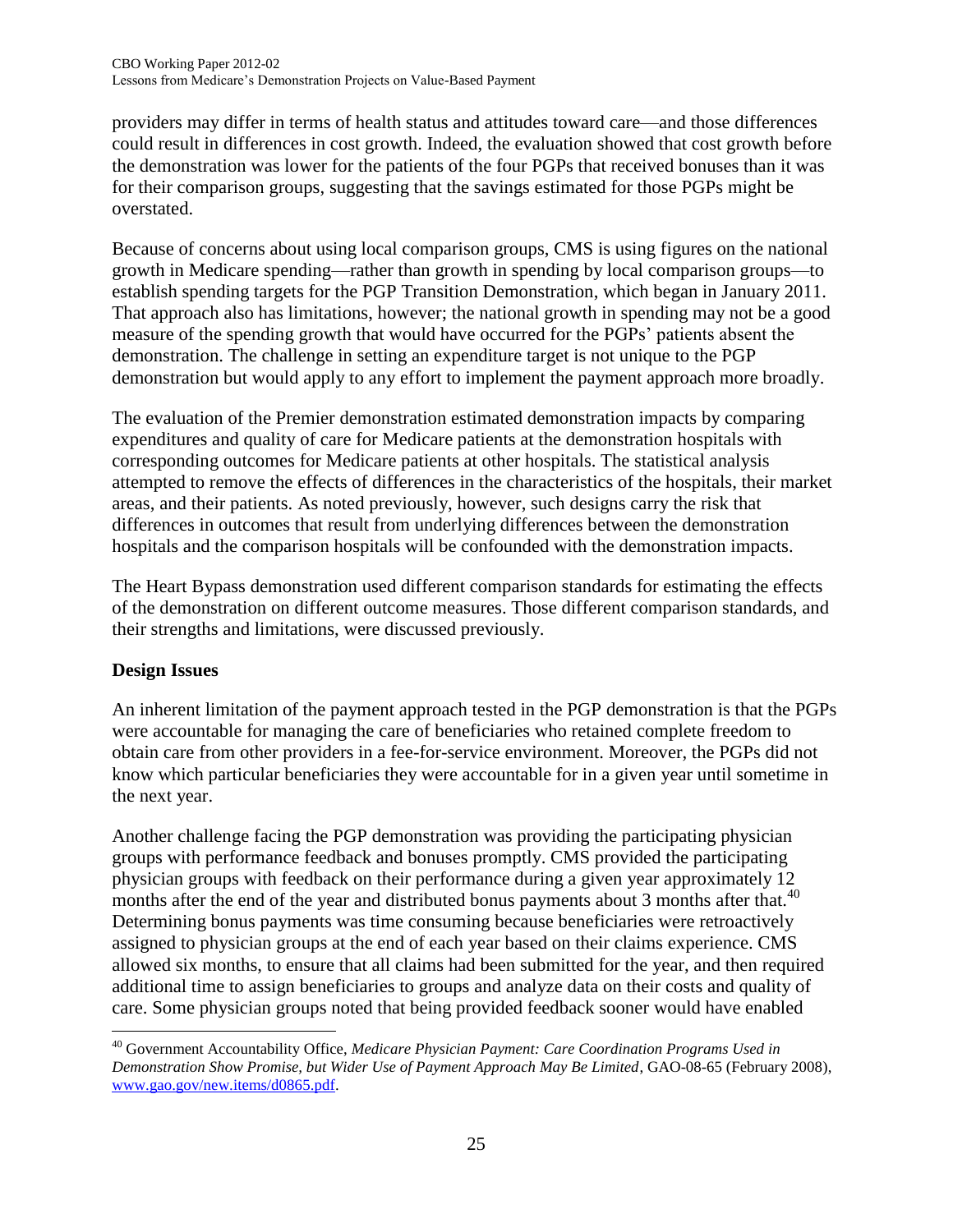providers may differ in terms of health status and attitudes toward care—and those differences could result in differences in cost growth. Indeed, the evaluation showed that cost growth before the demonstration was lower for the patients of the four PGPs that received bonuses than it was for their comparison groups, suggesting that the savings estimated for those PGPs might be overstated.

Because of concerns about using local comparison groups, CMS is using figures on the national growth in Medicare spending—rather than growth in spending by local comparison groups—to establish spending targets for the PGP Transition Demonstration, which began in January 2011. That approach also has limitations, however; the national growth in spending may not be a good measure of the spending growth that would have occurred for the PGPs' patients absent the demonstration. The challenge in setting an expenditure target is not unique to the PGP demonstration but would apply to any effort to implement the payment approach more broadly.

The evaluation of the Premier demonstration estimated demonstration impacts by comparing expenditures and quality of care for Medicare patients at the demonstration hospitals with corresponding outcomes for Medicare patients at other hospitals. The statistical analysis attempted to remove the effects of differences in the characteristics of the hospitals, their market areas, and their patients. As noted previously, however, such designs carry the risk that differences in outcomes that result from underlying differences between the demonstration hospitals and the comparison hospitals will be confounded with the demonstration impacts.

The Heart Bypass demonstration used different comparison standards for estimating the effects of the demonstration on different outcome measures. Those different comparison standards, and their strengths and limitations, were discussed previously.

## Design Issues

An inherent limitation of the payment approach tested in the PGP demonstration is that the PGPs were accountable for managing the care of beneficiaries who retained complete freedom to obtain care from other providers in a fee-for-service environment. Moreover, the PGPs did not know which particular beneficiaries they were accountable for in a given year until sometime in the next year.

Another challenge facing the PGP demonstration was providing the participating physician groups with performance feedback and bonuses promptly. CMS provided the participating physician groups with feedback on their performance during a given year approximately 12 months after the end of the year and distributed bonus payments about 3 months after that.[40] Determining bonus payments was time consuming because beneficiaries were retroactively assigned to physician groups at the end of each year based on their claims experience. CMS allowed six months, to ensure that all claims had been submitted for the year, and then required additional time to assign beneficiaries to groups and analyze data on their costs and quality of care. Some physician groups noted that being provided feedback sooner would have enabled

---

[40] Government Accountability Office, *Medicare Physician Payment: Care Coordination Programs Used in Demonstration Show Promise, but Wider Use of Payment Approach May Be Limited*, GAO-08-65 (February 2008), www.gao.gov/new.items/d0865.pdf.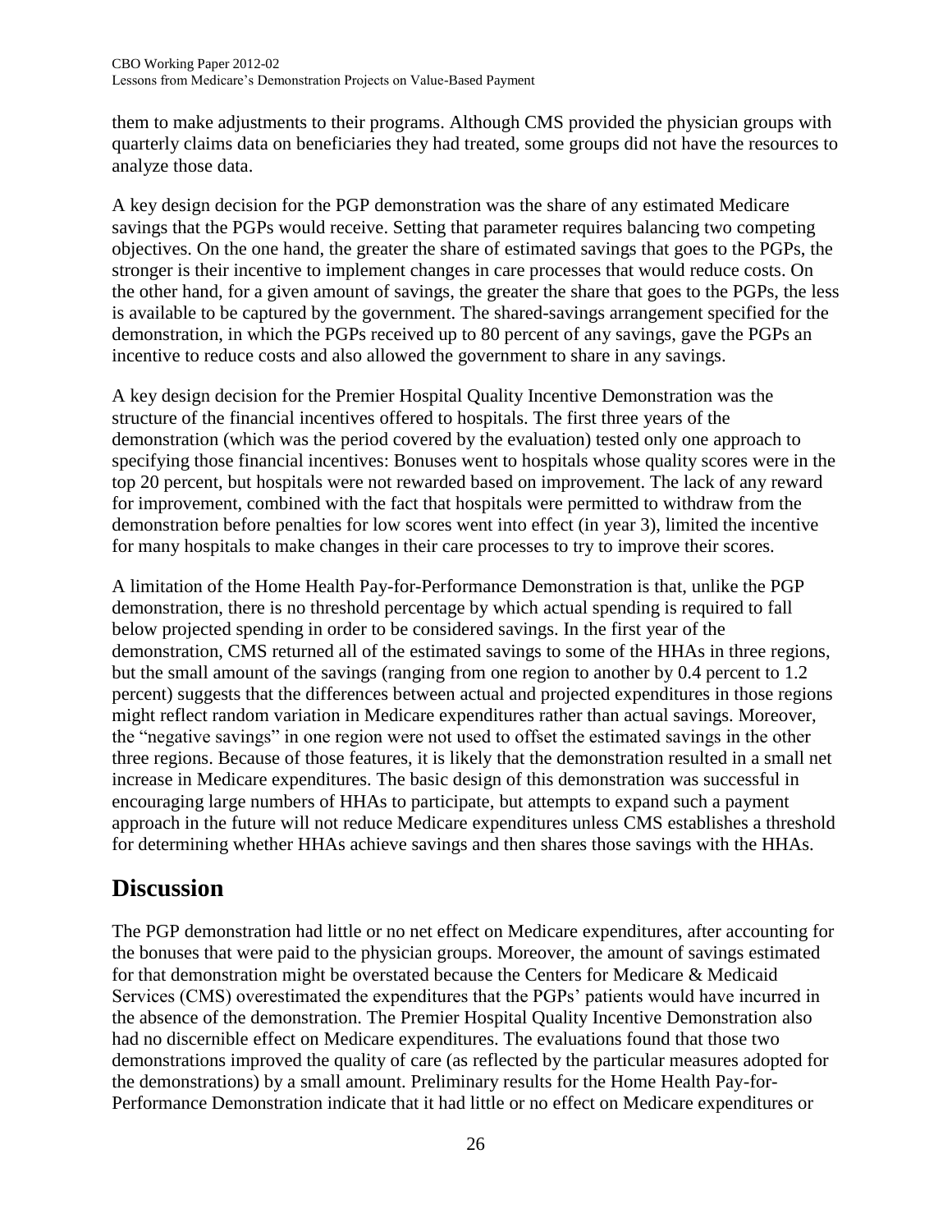them to make adjustments to their programs. Although CMS provided the physician groups with quarterly claims data on beneficiaries they had treated, some groups did not have the resources to analyze those data.

A key design decision for the PGP demonstration was the share of any estimated Medicare savings that the PGPs would receive. Setting that parameter requires balancing two competing objectives. On the one hand, the greater the share of estimated savings that goes to the PGPs, the stronger is their incentive to implement changes in care processes that would reduce costs. On the other hand, for a given amount of savings, the greater the share that goes to the PGPs, the less is available to be captured by the government. The shared-savings arrangement specified for the demonstration, in which the PGPs received up to 80 percent of any savings, gave the PGPs an incentive to reduce costs and also allowed the government to share in any savings.

A key design decision for the Premier Hospital Quality Incentive Demonstration was the structure of the financial incentives offered to hospitals. The first three years of the demonstration (which was the period covered by the evaluation) tested only one approach to specifying those financial incentives: Bonuses went to hospitals whose quality scores were in the top 20 percent, but hospitals were not rewarded based on improvement. The lack of any reward for improvement, combined with the fact that hospitals were permitted to withdraw from the demonstration before penalties for low scores went into effect (in year 3), limited the incentive for many hospitals to make changes in their care processes to try to improve their scores.

A limitation of the Home Health Pay-for-Performance Demonstration is that, unlike the PGP demonstration, there is no threshold percentage by which actual spending is required to fall below projected spending in order to be considered savings. In the first year of the demonstration, CMS returned all of the estimated savings to some of the HHAs in three regions, but the small amount of the savings (ranging from one region to another by 0.4 percent to 1.2 percent) suggests that the differences between actual and projected expenditures in those regions might reflect random variation in Medicare expenditures rather than actual savings. Moreover, the "negative savings" in one region were not used to offset the estimated savings in the other three regions. Because of those features, it is likely that the demonstration resulted in a small net increase in Medicare expenditures. The basic design of this demonstration was successful in encouraging large numbers of HHAs to participate, but attempts to expand such a payment approach in the future will not reduce Medicare expenditures unless CMS establishes a threshold for determining whether HHAs achieve savings and then shares those savings with the HHAs.

# Discussion

The PGP demonstration had little or no net effect on Medicare expenditures, after accounting for the bonuses that were paid to the physician groups. Moreover, the amount of savings estimated for that demonstration might be overstated because the Centers for Medicare & Medicaid Services (CMS) overestimated the expenditures that the PGPs' patients would have incurred in the absence of the demonstration. The Premier Hospital Quality Incentive Demonstration also had no discernible effect on Medicare expenditures. The evaluations found that those two demonstrations improved the quality of care (as reflected by the particular measures adopted for the demonstrations) by a small amount. Preliminary results for the Home Health Pay-for-Performance Demonstration indicate that it had little or no effect on Medicare expenditures or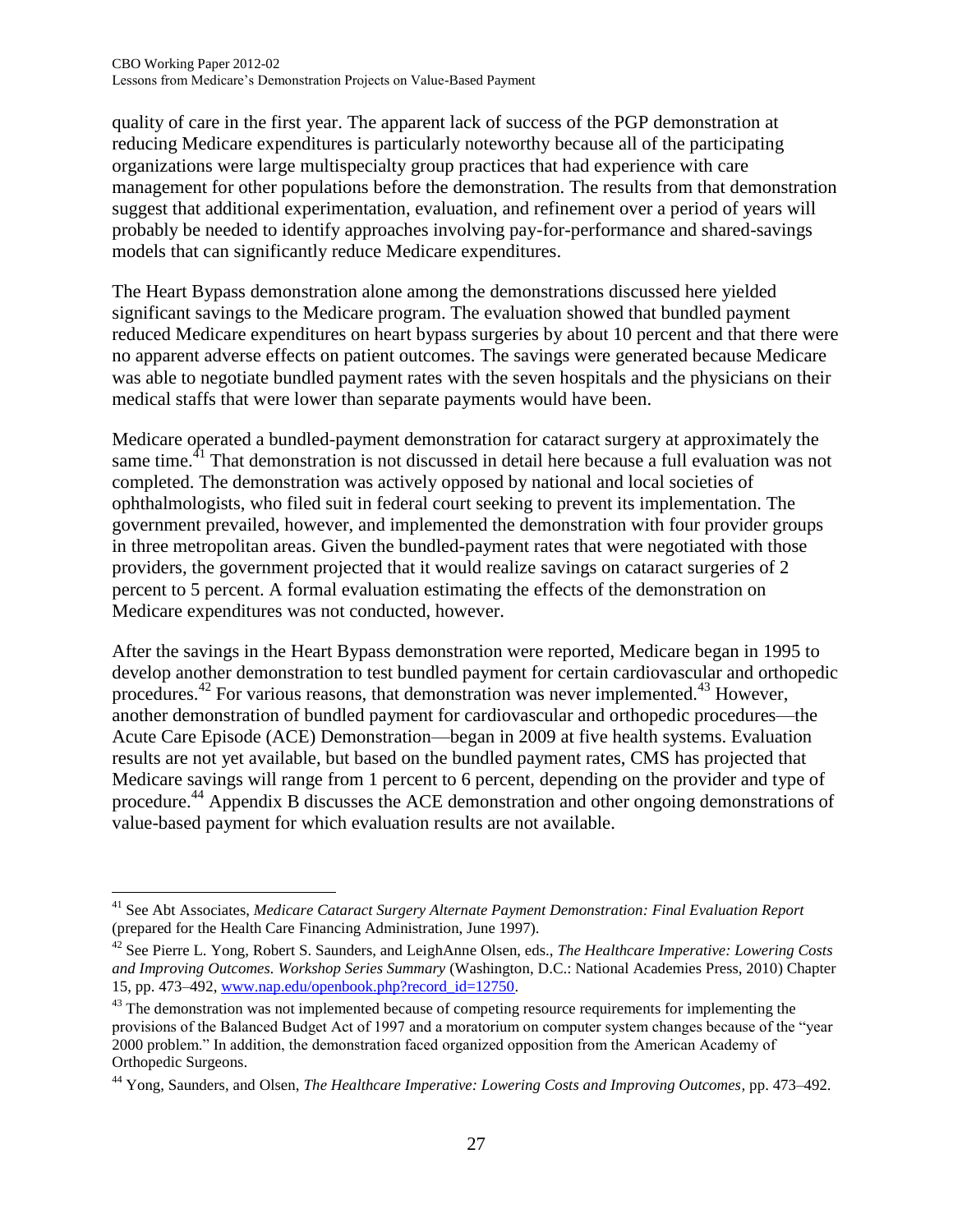quality of care in the first year. The apparent lack of success of the PGP demonstration at reducing Medicare expenditures is particularly noteworthy because all of the participating organizations were large multispecialty group practices that had experience with care management for other populations before the demonstration. The results from that demonstration suggest that additional experimentation, evaluation, and refinement over a period of years will probably be needed to identify approaches involving pay-for-performance and shared-savings models that can significantly reduce Medicare expenditures.

The Heart Bypass demonstration alone among the demonstrations discussed here yielded significant savings to the Medicare program. The evaluation showed that bundled payment reduced Medicare expenditures on heart bypass surgeries by about 10 percent and that there were no apparent adverse effects on patient outcomes. The savings were generated because Medicare was able to negotiate bundled payment rates with the seven hospitals and the physicians on their medical staffs that were lower than separate payments would have been.

Medicare operated a bundled-payment demonstration for cataract surgery at approximately the same time.[41] That demonstration is not discussed in detail here because a full evaluation was not completed. The demonstration was actively opposed by national and local societies of ophthalmologists, who filed suit in federal court seeking to prevent its implementation. The government prevailed, however, and implemented the demonstration with four provider groups in three metropolitan areas. Given the bundled-payment rates that were negotiated with those providers, the government projected that it would realize savings on cataract surgeries of 2 percent to 5 percent. A formal evaluation estimating the effects of the demonstration on Medicare expenditures was not conducted, however.

After the savings in the Heart Bypass demonstration were reported, Medicare began in 1995 to develop another demonstration to test bundled payment for certain cardiovascular and orthopedic procedures.[42] For various reasons, that demonstration was never implemented.[43] However, another demonstration of bundled payment for cardiovascular and orthopedic procedures—the Acute Care Episode (ACE) Demonstration—began in 2009 at five health systems. Evaluation results are not yet available, but based on the bundled payment rates, CMS has projected that Medicare savings will range from 1 percent to 6 percent, depending on the provider and type of procedure.[44] Appendix B discusses the ACE demonstration and other ongoing demonstrations of value-based payment for which evaluation results are not available.

---

[41] See Abt Associates, *Medicare Cataract Surgery Alternate Payment Demonstration: Final Evaluation Report* (prepared for the Health Care Financing Administration, June 1997).

[42] See Pierre L. Yong, Robert S. Saunders, and LeighAnne Olsen, eds., *The Healthcare Imperative: Lowering Costs and Improving Outcomes. Workshop Series Summary* (Washington, D.C.: National Academies Press, 2010) Chapter 15, pp. 473–492, www.nap.edu/openbook.php?record_id=12750.

[43] The demonstration was not implemented because of competing resource requirements for implementing the provisions of the Balanced Budget Act of 1997 and a moratorium on computer system changes because of the "year 2000 problem." In addition, the demonstration faced organized opposition from the American Academy of Orthopedic Surgeons.

[44] Yong, Saunders, and Olsen, *The Healthcare Imperative: Lowering Costs and Improving Outcomes*, pp. 473–492.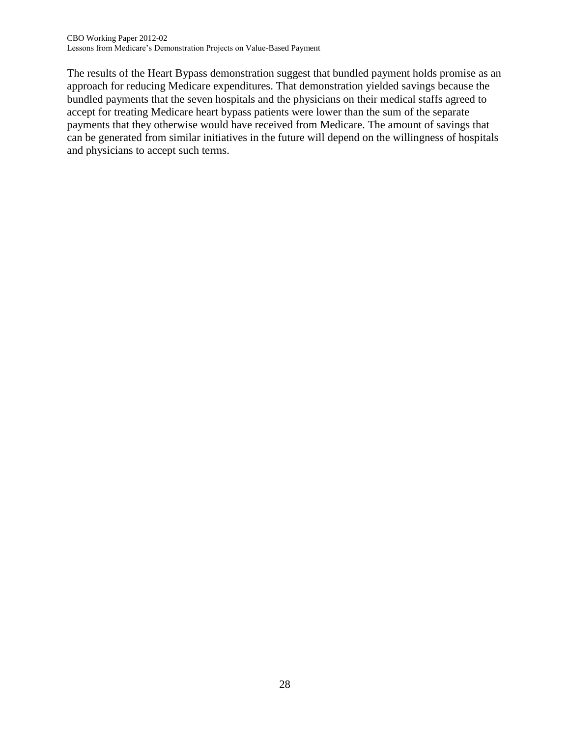The results of the Heart Bypass demonstration suggest that bundled payment holds promise as an approach for reducing Medicare expenditures. That demonstration yielded savings because the bundled payments that the seven hospitals and the physicians on their medical staffs agreed to accept for treating Medicare heart bypass patients were lower than the sum of the separate payments that they otherwise would have received from Medicare. The amount of savings that can be generated from similar initiatives in the future will depend on the willingness of hospitals and physicians to accept such terms.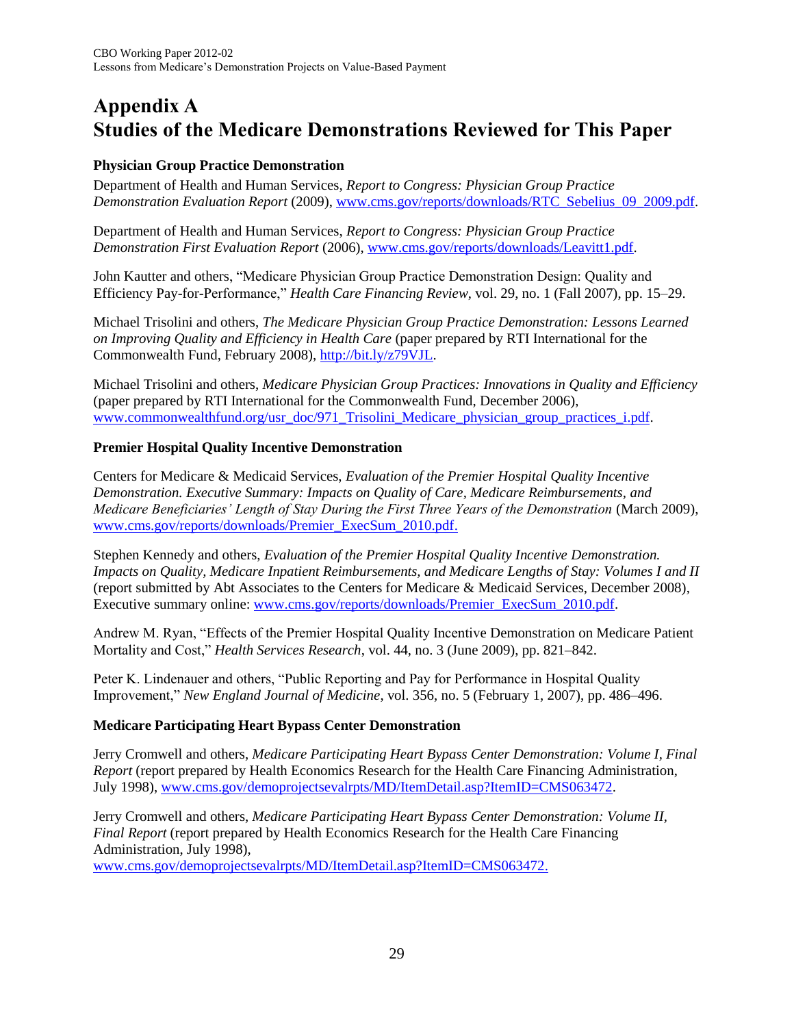# Appendix A
# Studies of the Medicare Demonstrations Reviewed for This Paper

**Physician Group Practice Demonstration**

Department of Health and Human Services, *Report to Congress: Physician Group Practice Demonstration Evaluation Report* (2009), www.cms.gov/reports/downloads/RTC_Sebelius_09_2009.pdf.

Department of Health and Human Services, *Report to Congress: Physician Group Practice Demonstration First Evaluation Report* (2006), www.cms.gov/reports/downloads/Leavitt1.pdf.

John Kautter and others, "Medicare Physician Group Practice Demonstration Design: Quality and Efficiency Pay-for-Performance," *Health Care Financing Review*, vol. 29, no. 1 (Fall 2007), pp. 15–29.

Michael Trisolini and others, *The Medicare Physician Group Practice Demonstration: Lessons Learned on Improving Quality and Efficiency in Health Care* (paper prepared by RTI International for the Commonwealth Fund, February 2008), http://bit.ly/z79VJL.

Michael Trisolini and others, *Medicare Physician Group Practices: Innovations in Quality and Efficiency* (paper prepared by RTI International for the Commonwealth Fund, December 2006), www.commonwealthfund.org/usr_doc/971_Trisolini_Medicare_physician_group_practices_i.pdf.

**Premier Hospital Quality Incentive Demonstration**

Centers for Medicare & Medicaid Services, *Evaluation of the Premier Hospital Quality Incentive Demonstration. Executive Summary: Impacts on Quality of Care, Medicare Reimbursements, and Medicare Beneficiaries' Length of Stay During the First Three Years of the Demonstration* (March 2009), www.cms.gov/reports/downloads/Premier_ExecSum_2010.pdf.

Stephen Kennedy and others, *Evaluation of the Premier Hospital Quality Incentive Demonstration. Impacts on Quality, Medicare Inpatient Reimbursements, and Medicare Lengths of Stay: Volumes I and II* (report submitted by Abt Associates to the Centers for Medicare & Medicaid Services, December 2008), Executive summary online: www.cms.gov/reports/downloads/Premier_ExecSum_2010.pdf.

Andrew M. Ryan, "Effects of the Premier Hospital Quality Incentive Demonstration on Medicare Patient Mortality and Cost," *Health Services Research*, vol. 44, no. 3 (June 2009), pp. 821–842.

Peter K. Lindenauer and others, "Public Reporting and Pay for Performance in Hospital Quality Improvement," *New England Journal of Medicine*, vol. 356, no. 5 (February 1, 2007), pp. 486–496.

**Medicare Participating Heart Bypass Center Demonstration**

Jerry Cromwell and others, *Medicare Participating Heart Bypass Center Demonstration: Volume I, Final Report* (report prepared by Health Economics Research for the Health Care Financing Administration, July 1998), www.cms.gov/demoprojectsevalrpts/MD/ItemDetail.asp?ItemID=CMS063472.

Jerry Cromwell and others, *Medicare Participating Heart Bypass Center Demonstration: Volume II, Final Report* (report prepared by Health Economics Research for the Health Care Financing Administration, July 1998), www.cms.gov/demoprojectsevalrpts/MD/ItemDetail.asp?ItemID=CMS063472.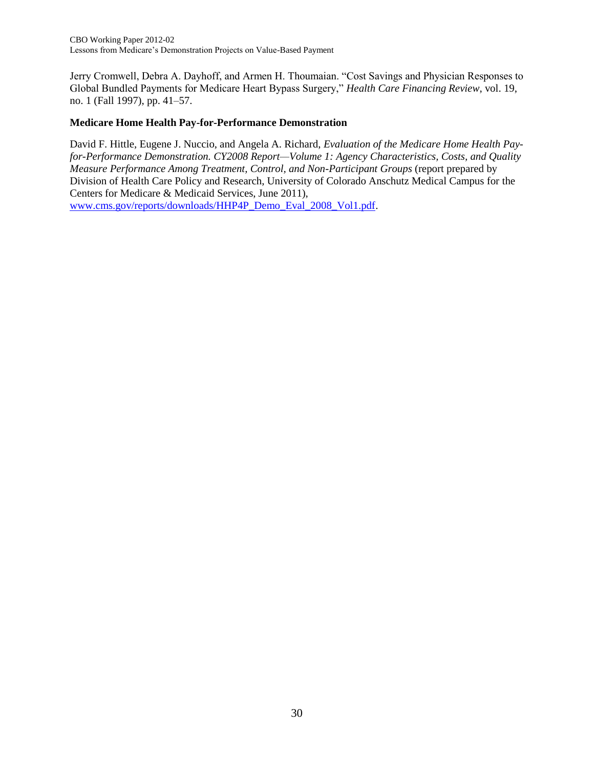Jerry Cromwell, Debra A. Dayhoff, and Armen H. Thoumaian. "Cost Savings and Physician Responses to Global Bundled Payments for Medicare Heart Bypass Surgery," *Health Care Financing Review*, vol. 19, no. 1 (Fall 1997), pp. 41–57.

**Medicare Home Health Pay-for-Performance Demonstration**

David F. Hittle, Eugene J. Nuccio, and Angela A. Richard, *Evaluation of the Medicare Home Health Pay-for-Performance Demonstration. CY2008 Report—Volume 1: Agency Characteristics, Costs, and Quality Measure Performance Among Treatment, Control, and Non-Participant Groups* (report prepared by Division of Health Care Policy and Research, University of Colorado Anschutz Medical Campus for the Centers for Medicare & Medicaid Services, June 2011), www.cms.gov/reports/downloads/HHP4P_Demo_Eval_2008_Vol1.pdf.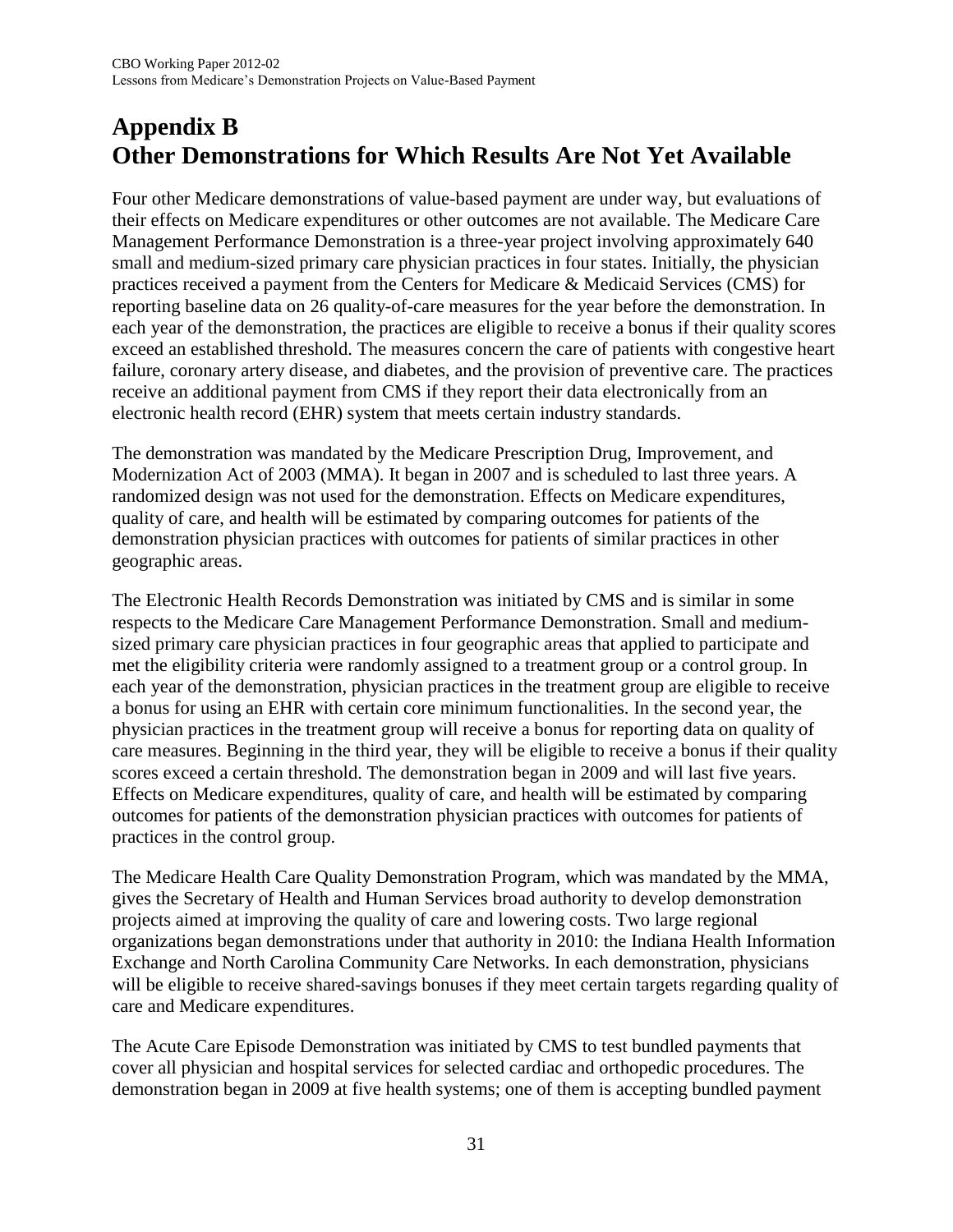# Appendix B
# Other Demonstrations for Which Results Are Not Yet Available

Four other Medicare demonstrations of value-based payment are under way, but evaluations of their effects on Medicare expenditures or other outcomes are not available. The Medicare Care Management Performance Demonstration is a three-year project involving approximately 640 small and medium-sized primary care physician practices in four states. Initially, the physician practices received a payment from the Centers for Medicare & Medicaid Services (CMS) for reporting baseline data on 26 quality-of-care measures for the year before the demonstration. In each year of the demonstration, the practices are eligible to receive a bonus if their quality scores exceed an established threshold. The measures concern the care of patients with congestive heart failure, coronary artery disease, and diabetes, and the provision of preventive care. The practices receive an additional payment from CMS if they report their data electronically from an electronic health record (EHR) system that meets certain industry standards.

The demonstration was mandated by the Medicare Prescription Drug, Improvement, and Modernization Act of 2003 (MMA). It began in 2007 and is scheduled to last three years. A randomized design was not used for the demonstration. Effects on Medicare expenditures, quality of care, and health will be estimated by comparing outcomes for patients of the demonstration physician practices with outcomes for patients of similar practices in other geographic areas.

The Electronic Health Records Demonstration was initiated by CMS and is similar in some respects to the Medicare Care Management Performance Demonstration. Small and medium-sized primary care physician practices in four geographic areas that applied to participate and met the eligibility criteria were randomly assigned to a treatment group or a control group. In each year of the demonstration, physician practices in the treatment group are eligible to receive a bonus for using an EHR with certain core minimum functionalities. In the second year, the physician practices in the treatment group will receive a bonus for reporting data on quality of care measures. Beginning in the third year, they will be eligible to receive a bonus if their quality scores exceed a certain threshold. The demonstration began in 2009 and will last five years. Effects on Medicare expenditures, quality of care, and health will be estimated by comparing outcomes for patients of the demonstration physician practices with outcomes for patients of practices in the control group.

The Medicare Health Care Quality Demonstration Program, which was mandated by the MMA, gives the Secretary of Health and Human Services broad authority to develop demonstration projects aimed at improving the quality of care and lowering costs. Two large regional organizations began demonstrations under that authority in 2010: the Indiana Health Information Exchange and North Carolina Community Care Networks. In each demonstration, physicians will be eligible to receive shared-savings bonuses if they meet certain targets regarding quality of care and Medicare expenditures.

The Acute Care Episode Demonstration was initiated by CMS to test bundled payments that cover all physician and hospital services for selected cardiac and orthopedic procedures. The demonstration began in 2009 at five health systems; one of them is accepting bundled payment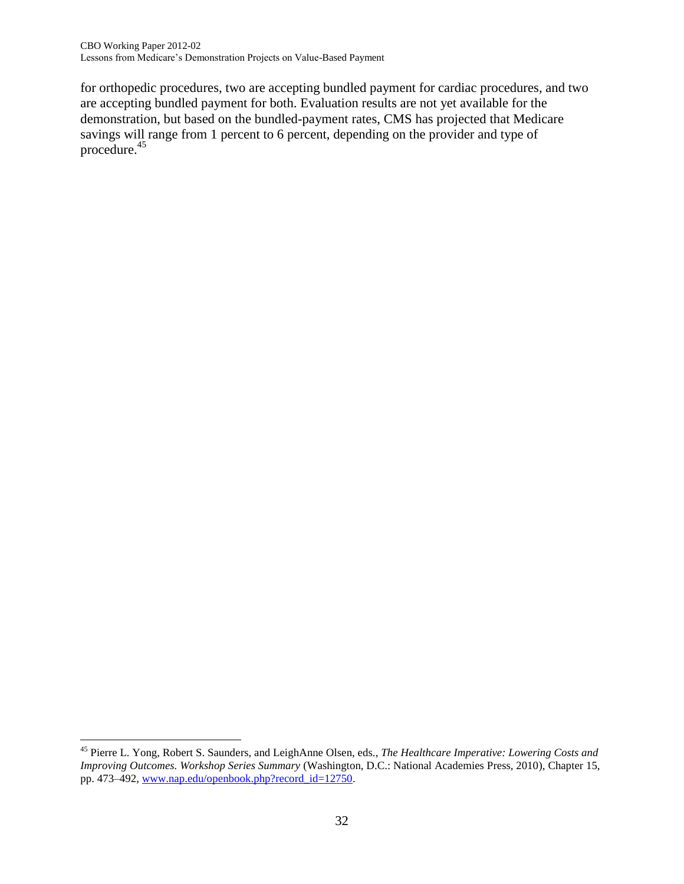for orthopedic procedures, two are accepting bundled payment for cardiac procedures, and two are accepting bundled payment for both. Evaluation results are not yet available for the demonstration, but based on the bundled-payment rates, CMS has projected that Medicare savings will range from 1 percent to 6 percent, depending on the provider and type of procedure.[45]

---

[45] Pierre L. Yong, Robert S. Saunders, and LeighAnne Olsen, eds., *The Healthcare Imperative: Lowering Costs and Improving Outcomes. Workshop Series Summary* (Washington, D.C.: National Academies Press, 2010), Chapter 15, pp. 473–492, www.nap.edu/openbook.php?record_id=12750.